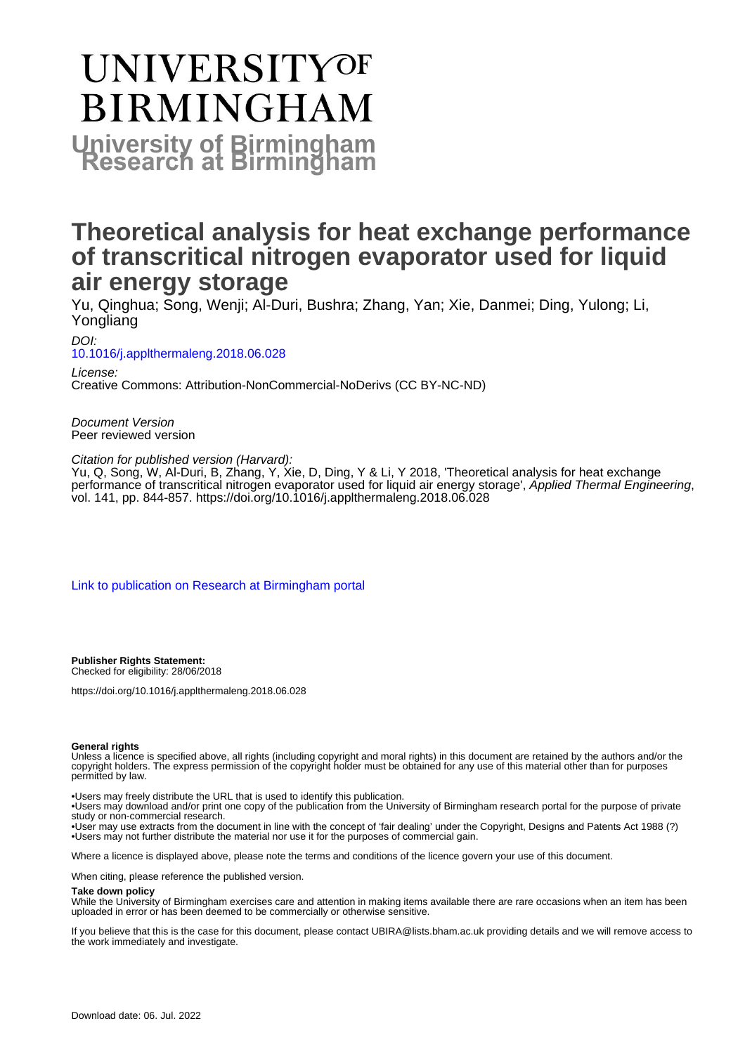# UNIVERSITY OF BIRMINGHAM

**University of Birmingham Research at Birmingham**

# Theoretical analysis for heat exchange performance of transcritical nitrogen evaporator used for liquid air energy storage

Yu, Qinghua; Song, Wenji; Al-Duri, Bushra; Zhang, Yan; Xie, Danmei; Ding, Yulong; Li, Yongliang

*DOI:*
[10.1016/j.applthermaleng.2018.06.028](https://doi.org/10.1016/j.applthermaleng.2018.06.028)

*License:*
Creative Commons: Attribution-NonCommercial-NoDerivs (CC BY-NC-ND)

*Document Version*
Peer reviewed version

*Citation for published version (Harvard):*
Yu, Q, Song, W, Al-Duri, B, Zhang, Y, Xie, D, Ding, Y & Li, Y 2018, 'Theoretical analysis for heat exchange performance of transcritical nitrogen evaporator used for liquid air energy storage', *Applied Thermal Engineering*, vol. 141, pp. 844-857. https://doi.org/10.1016/j.applthermaleng.2018.06.028

[Link to publication on Research at Birmingham portal]

**Publisher Rights Statement:**
Checked for eligibility: 28/06/2018

https://doi.org/10.1016/j.applthermaleng.2018.06.028

**General rights**

Unless a licence is specified above, all rights (including copyright and moral rights) in this document are retained by the authors and/or the copyright holders. The express permission of the copyright holder must be obtained for any use of this material other than for purposes permitted by law.

•Users may freely distribute the URL that is used to identify this publication.
•Users may download and/or print one copy of the publication from the University of Birmingham research portal for the purpose of private study or non-commercial research.
•User may use extracts from the document in line with the concept of 'fair dealing' under the Copyright, Designs and Patents Act 1988 (?)
•Users may not further distribute the material nor use it for the purposes of commercial gain.

Where a licence is displayed above, please note the terms and conditions of the licence govern your use of this document.

When citing, please reference the published version.

**Take down policy**

While the University of Birmingham exercises care and attention in making items available there are rare occasions when an item has been uploaded in error or has been deemed to be commercially or otherwise sensitive.

If you believe that this is the case for this document, please contact UBIRA@lists.bham.ac.uk providing details and we will remove access to the work immediately and investigate.

Download date: 06. Jul. 2022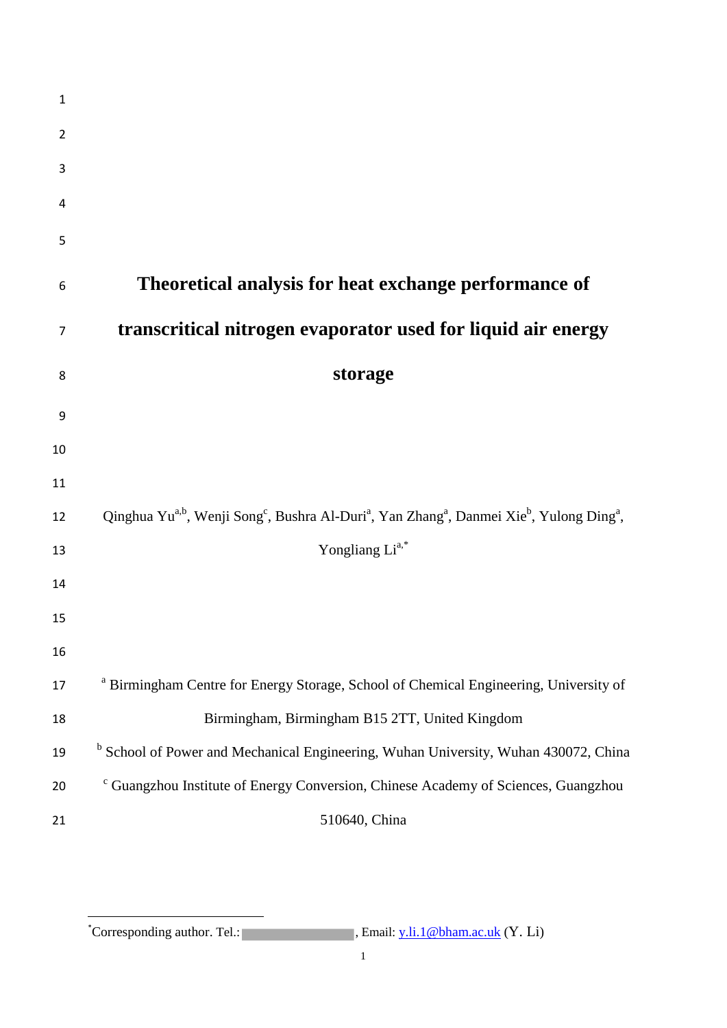# Theoretical analysis for heat exchange performance of transcritical nitrogen evaporator used for liquid air energy storage

Qinghua Yu[a,b], Wenji Song[c], Bushra Al-Duri[a], Yan Zhang[a], Danmei Xie[b], Yulong Ding[a], Yongliang Li[a,*]

[a] Birmingham Centre for Energy Storage, School of Chemical Engineering, University of Birmingham, Birmingham B15 2TT, United Kingdom

[b] School of Power and Mechanical Engineering, Wuhan University, Wuhan 430072, China

[c] Guangzhou Institute of Energy Conversion, Chinese Academy of Sciences, Guangzhou 510640, China

[*]Corresponding author. Tel.: , Email: y.li.1@bham.ac.uk (Y. Li)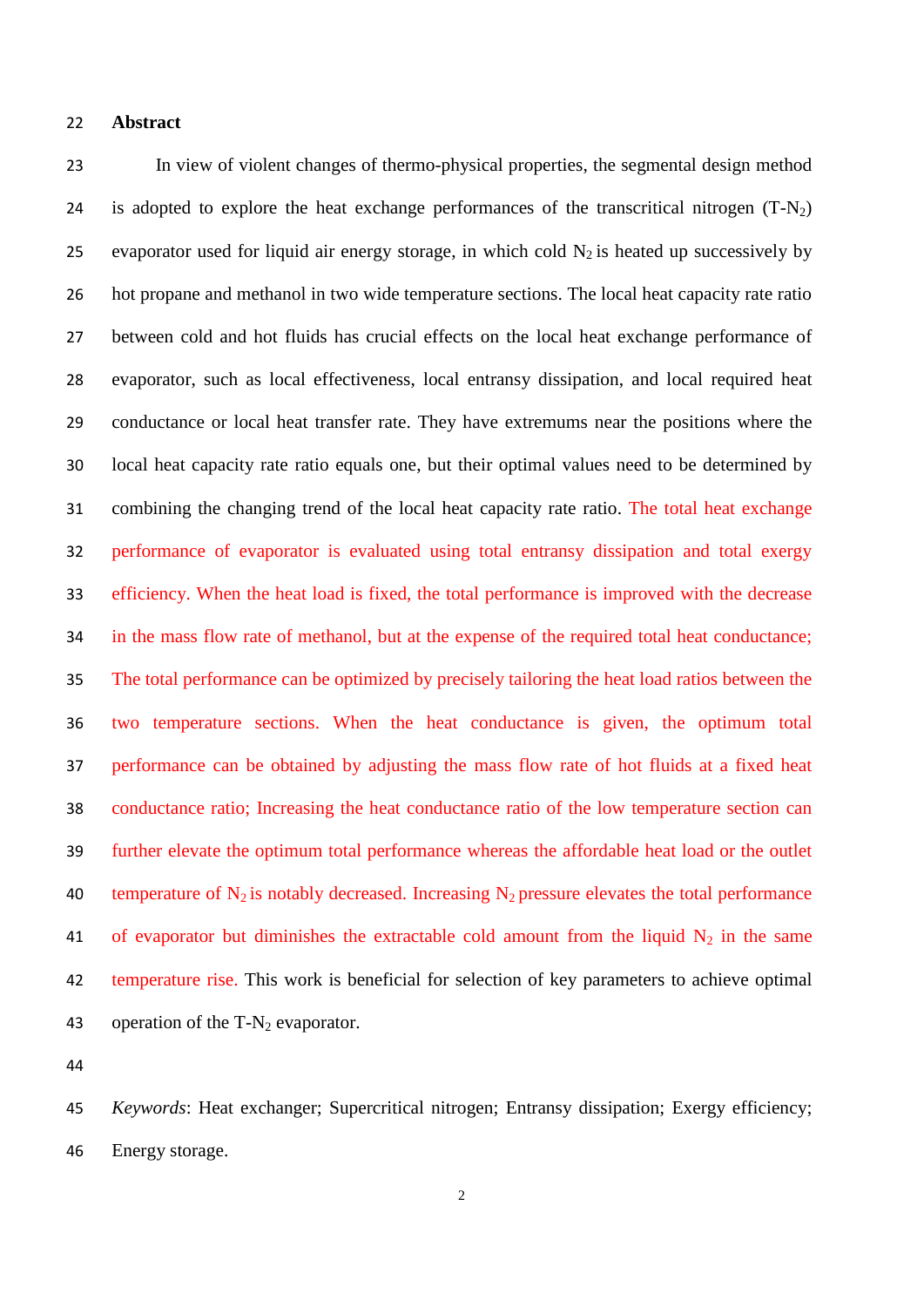## Abstract

In view of violent changes of thermo-physical properties, the segmental design method is adopted to explore the heat exchange performances of the transcritical nitrogen (T-$N_2$) evaporator used for liquid air energy storage, in which cold $N_2$ is heated up successively by hot propane and methanol in two wide temperature sections. The local heat capacity rate ratio between cold and hot fluids has crucial effects on the local heat exchange performance of evaporator, such as local effectiveness, local entransy dissipation, and local required heat conductance or local heat transfer rate. They have extremums near the positions where the local heat capacity rate ratio equals one, but their optimal values need to be determined by combining the changing trend of the local heat capacity rate ratio. The total heat exchange performance of evaporator is evaluated using total entransy dissipation and total exergy efficiency. When the heat load is fixed, the total performance is improved with the decrease in the mass flow rate of methanol, but at the expense of the required total heat conductance; The total performance can be optimized by precisely tailoring the heat load ratios between the two temperature sections. When the heat conductance is given, the optimum total performance can be obtained by adjusting the mass flow rate of hot fluids at a fixed heat conductance ratio; Increasing the heat conductance ratio of the low temperature section can further elevate the optimum total performance whereas the affordable heat load or the outlet temperature of $N_2$ is notably decreased. Increasing $N_2$ pressure elevates the total performance of evaporator but diminishes the extractable cold amount from the liquid $N_2$ in the same temperature rise. This work is beneficial for selection of key parameters to achieve optimal operation of the T-$N_2$ evaporator.

*Keywords*: Heat exchanger; Supercritical nitrogen; Entransy dissipation; Exergy efficiency; Energy storage.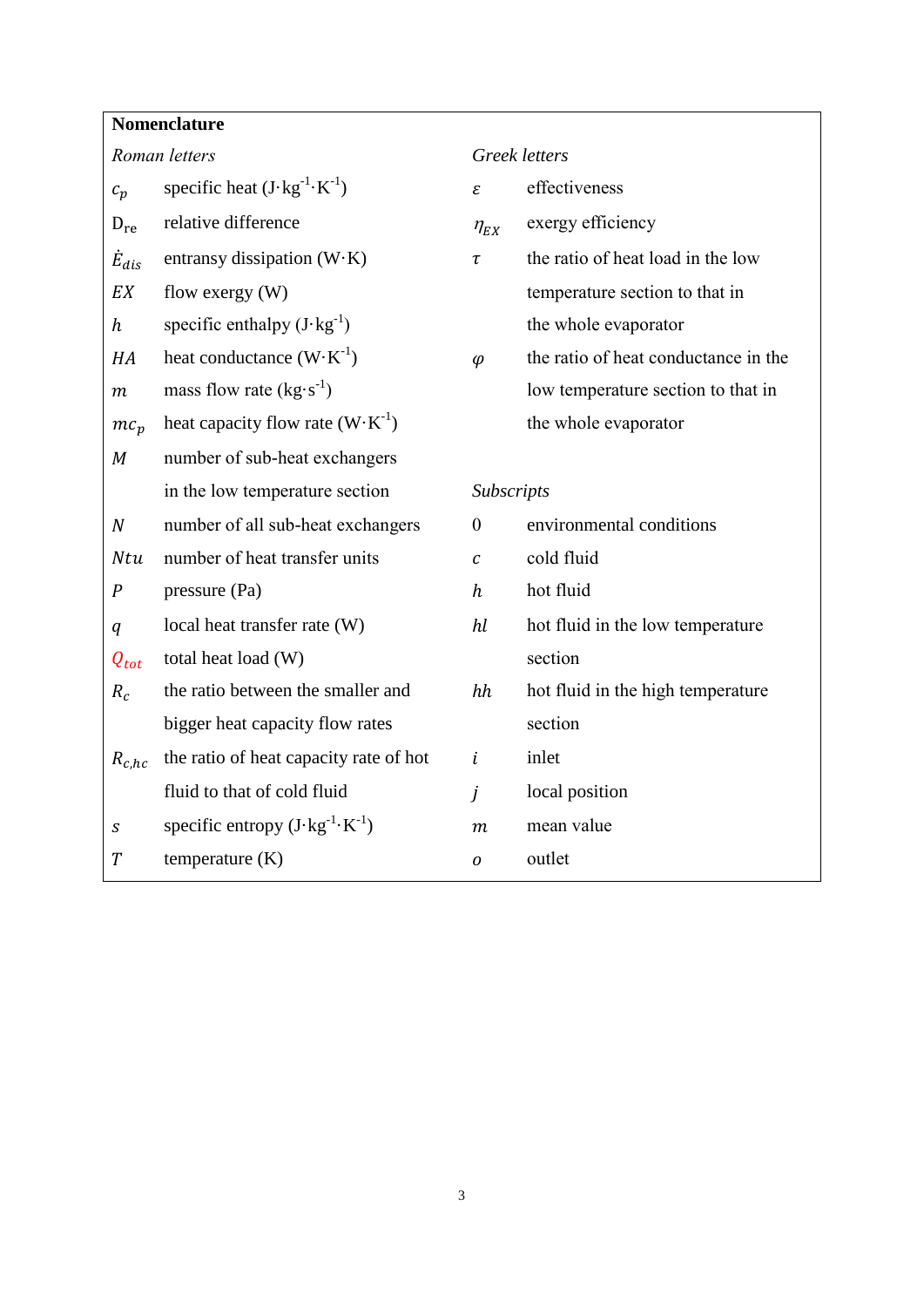## Nomenclature

*Roman letters*

| Symbol | Description |
|---|---|
| $c_p$ | specific heat ($J{\cdot}kg^{-1}{\cdot}K^{-1}$) |
| $D_{re}$ | relative difference |
| $\dot{E}_{dis}$ | entransy dissipation (W·K) |
| $EX$ | flow exergy (W) |
| $h$ | specific enthalpy ($J{\cdot}kg^{-1}$) |
| $HA$ | heat conductance ($W{\cdot}K^{-1}$) |
| $m$ | mass flow rate ($kg{\cdot}s^{-1}$) |
| $mc_p$ | heat capacity flow rate ($W{\cdot}K^{-1}$) |
| $M$ | number of sub-heat exchangers in the low temperature section |
| $N$ | number of all sub-heat exchangers |
| $Ntu$ | number of heat transfer units |
| $P$ | pressure (Pa) |
| $q$ | local heat transfer rate (W) |
| $Q_{tot}$ | total heat load (W) |
| $R_c$ | the ratio between the smaller and bigger heat capacity flow rates |
| $R_{c,hc}$ | the ratio of heat capacity rate of hot fluid to that of cold fluid |
| $s$ | specific entropy ($J{\cdot}kg^{-1}{\cdot}K^{-1}$) |
| $T$ | temperature (K) |

*Greek letters*

| Symbol | Description |
|---|---|
| $\varepsilon$ | effectiveness |
| $\eta_{EX}$ | exergy efficiency |
| $\tau$ | the ratio of heat load in the low temperature section to that in the whole evaporator |
| $\varphi$ | the ratio of heat conductance in the low temperature section to that in the whole evaporator |

*Subscripts*

| Symbol | Description |
|---|---|
| 0 | environmental conditions |
| $c$ | cold fluid |
| $h$ | hot fluid |
| $hl$ | hot fluid in the low temperature section |
| $hh$ | hot fluid in the high temperature section |
| $i$ | inlet |
| $j$ | local position |
| $m$ | mean value |
| $o$ | outlet |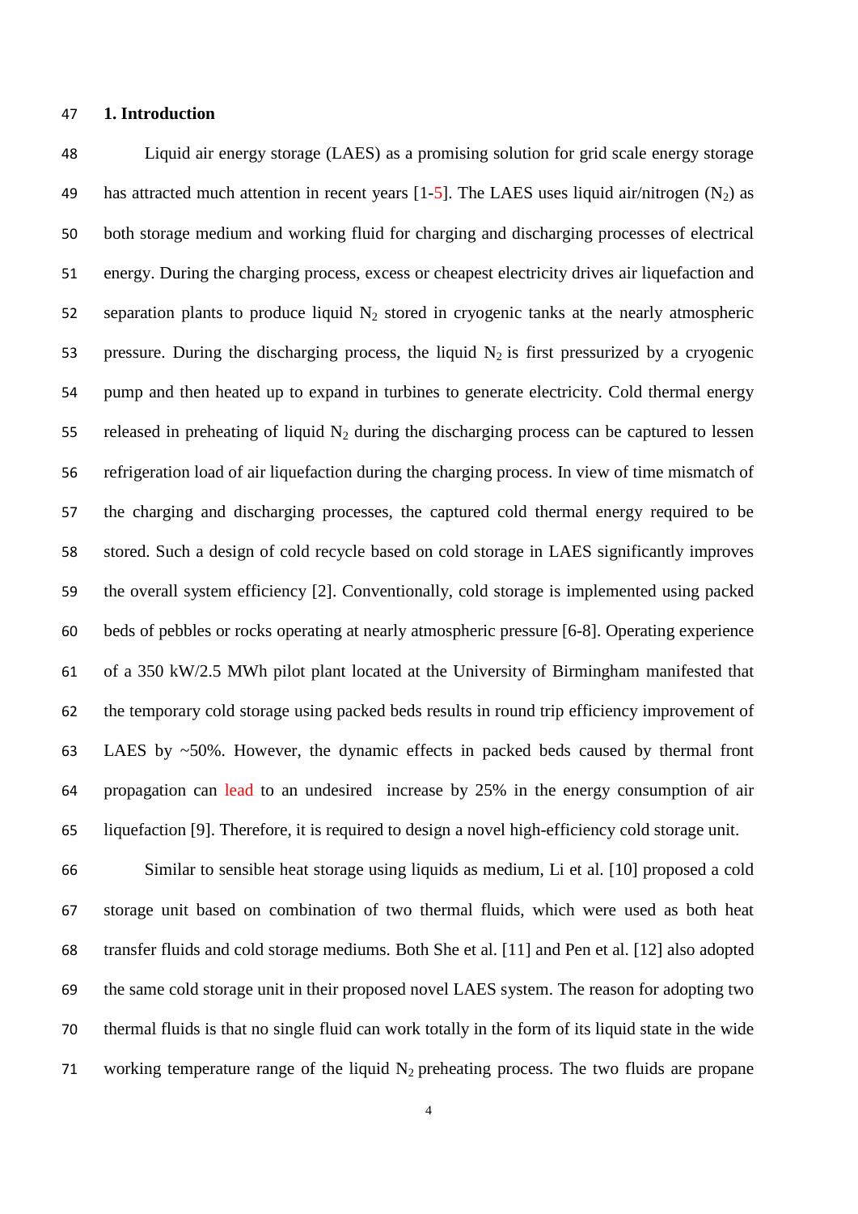## 1. Introduction

Liquid air energy storage (LAES) as a promising solution for grid scale energy storage has attracted much attention in recent years [1-5]. The LAES uses liquid air/nitrogen ($N_2$) as both storage medium and working fluid for charging and discharging processes of electrical energy. During the charging process, excess or cheapest electricity drives air liquefaction and separation plants to produce liquid $N_2$ stored in cryogenic tanks at the nearly atmospheric pressure. During the discharging process, the liquid $N_2$ is first pressurized by a cryogenic pump and then heated up to expand in turbines to generate electricity. Cold thermal energy released in preheating of liquid $N_2$ during the discharging process can be captured to lessen refrigeration load of air liquefaction during the charging process. In view of time mismatch of the charging and discharging processes, the captured cold thermal energy required to be stored. Such a design of cold recycle based on cold storage in LAES significantly improves the overall system efficiency [2]. Conventionally, cold storage is implemented using packed beds of pebbles or rocks operating at nearly atmospheric pressure [6-8]. Operating experience of a 350 kW/2.5 MWh pilot plant located at the University of Birmingham manifested that the temporary cold storage using packed beds results in round trip efficiency improvement of LAES by ~50%. However, the dynamic effects in packed beds caused by thermal front propagation can lead to an undesired increase by 25% in the energy consumption of air liquefaction [9]. Therefore, it is required to design a novel high-efficiency cold storage unit.

Similar to sensible heat storage using liquids as medium, Li et al. [10] proposed a cold storage unit based on combination of two thermal fluids, which were used as both heat transfer fluids and cold storage mediums. Both She et al. [11] and Pen et al. [12] also adopted the same cold storage unit in their proposed novel LAES system. The reason for adopting two thermal fluids is that no single fluid can work totally in the form of its liquid state in the wide working temperature range of the liquid $N_2$ preheating process. The two fluids are propane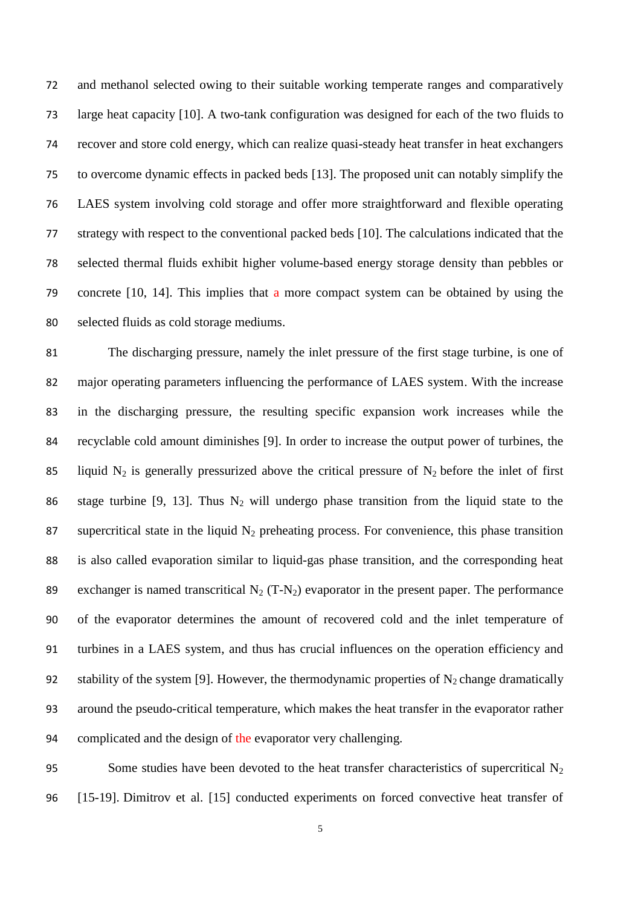and methanol selected owing to their suitable working temperate ranges and comparatively large heat capacity [10]. A two-tank configuration was designed for each of the two fluids to recover and store cold energy, which can realize quasi-steady heat transfer in heat exchangers to overcome dynamic effects in packed beds [13]. The proposed unit can notably simplify the LAES system involving cold storage and offer more straightforward and flexible operating strategy with respect to the conventional packed beds [10]. The calculations indicated that the selected thermal fluids exhibit higher volume-based energy storage density than pebbles or concrete [10, 14]. This implies that a more compact system can be obtained by using the selected fluids as cold storage mediums.

The discharging pressure, namely the inlet pressure of the first stage turbine, is one of major operating parameters influencing the performance of LAES system. With the increase in the discharging pressure, the resulting specific expansion work increases while the recyclable cold amount diminishes [9]. In order to increase the output power of turbines, the liquid $N_2$ is generally pressurized above the critical pressure of $N_2$ before the inlet of first stage turbine [9, 13]. Thus $N_2$ will undergo phase transition from the liquid state to the supercritical state in the liquid $N_2$ preheating process. For convenience, this phase transition is also called evaporation similar to liquid-gas phase transition, and the corresponding heat exchanger is named transcritical $N_2$ (T-$N_2$) evaporator in the present paper. The performance of the evaporator determines the amount of recovered cold and the inlet temperature of turbines in a LAES system, and thus has crucial influences on the operation efficiency and stability of the system [9]. However, the thermodynamic properties of $N_2$ change dramatically around the pseudo-critical temperature, which makes the heat transfer in the evaporator rather complicated and the design of the evaporator very challenging.

Some studies have been devoted to the heat transfer characteristics of supercritical $N_2$ [15-19]. Dimitrov et al. [15] conducted experiments on forced convective heat transfer of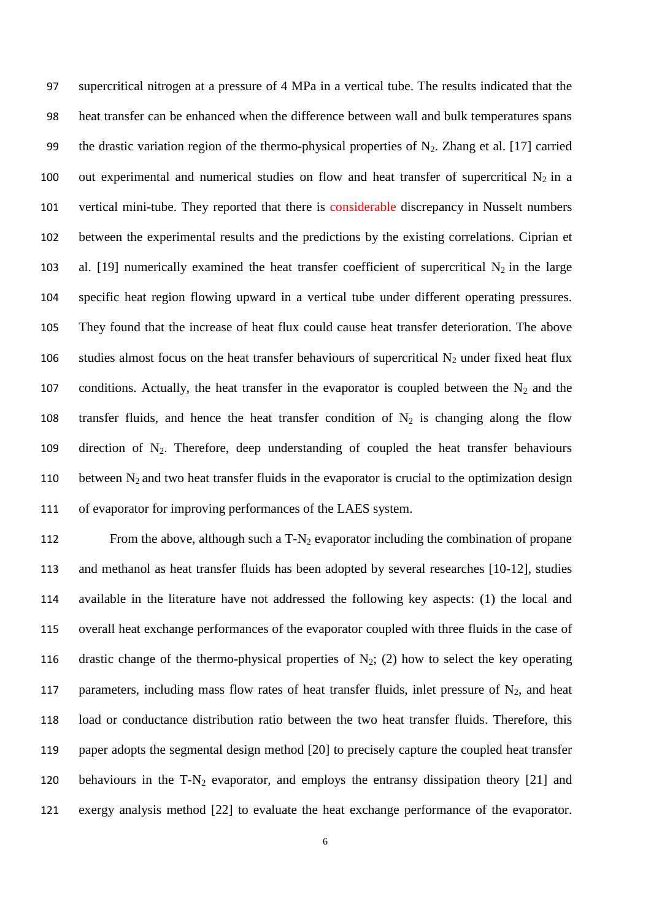supercritical nitrogen at a pressure of 4 MPa in a vertical tube. The results indicated that the heat transfer can be enhanced when the difference between wall and bulk temperatures spans the drastic variation region of the thermo-physical properties of $N_2$. Zhang et al. [17] carried out experimental and numerical studies on flow and heat transfer of supercritical $N_2$ in a vertical mini-tube. They reported that there is considerable discrepancy in Nusselt numbers between the experimental results and the predictions by the existing correlations. Ciprian et al. [19] numerically examined the heat transfer coefficient of supercritical $N_2$ in the large specific heat region flowing upward in a vertical tube under different operating pressures. They found that the increase of heat flux could cause heat transfer deterioration. The above studies almost focus on the heat transfer behaviours of supercritical $N_2$ under fixed heat flux conditions. Actually, the heat transfer in the evaporator is coupled between the $N_2$ and the transfer fluids, and hence the heat transfer condition of $N_2$ is changing along the flow direction of $N_2$. Therefore, deep understanding of coupled the heat transfer behaviours between $N_2$ and two heat transfer fluids in the evaporator is crucial to the optimization design of evaporator for improving performances of the LAES system.

From the above, although such a T-$N_2$ evaporator including the combination of propane and methanol as heat transfer fluids has been adopted by several researches [10-12], studies available in the literature have not addressed the following key aspects: (1) the local and overall heat exchange performances of the evaporator coupled with three fluids in the case of drastic change of the thermo-physical properties of $N_2$; (2) how to select the key operating parameters, including mass flow rates of heat transfer fluids, inlet pressure of $N_2$, and heat load or conductance distribution ratio between the two heat transfer fluids. Therefore, this paper adopts the segmental design method [20] to precisely capture the coupled heat transfer behaviours in the T-$N_2$ evaporator, and employs the entransy dissipation theory [21] and exergy analysis method [22] to evaluate the heat exchange performance of the evaporator.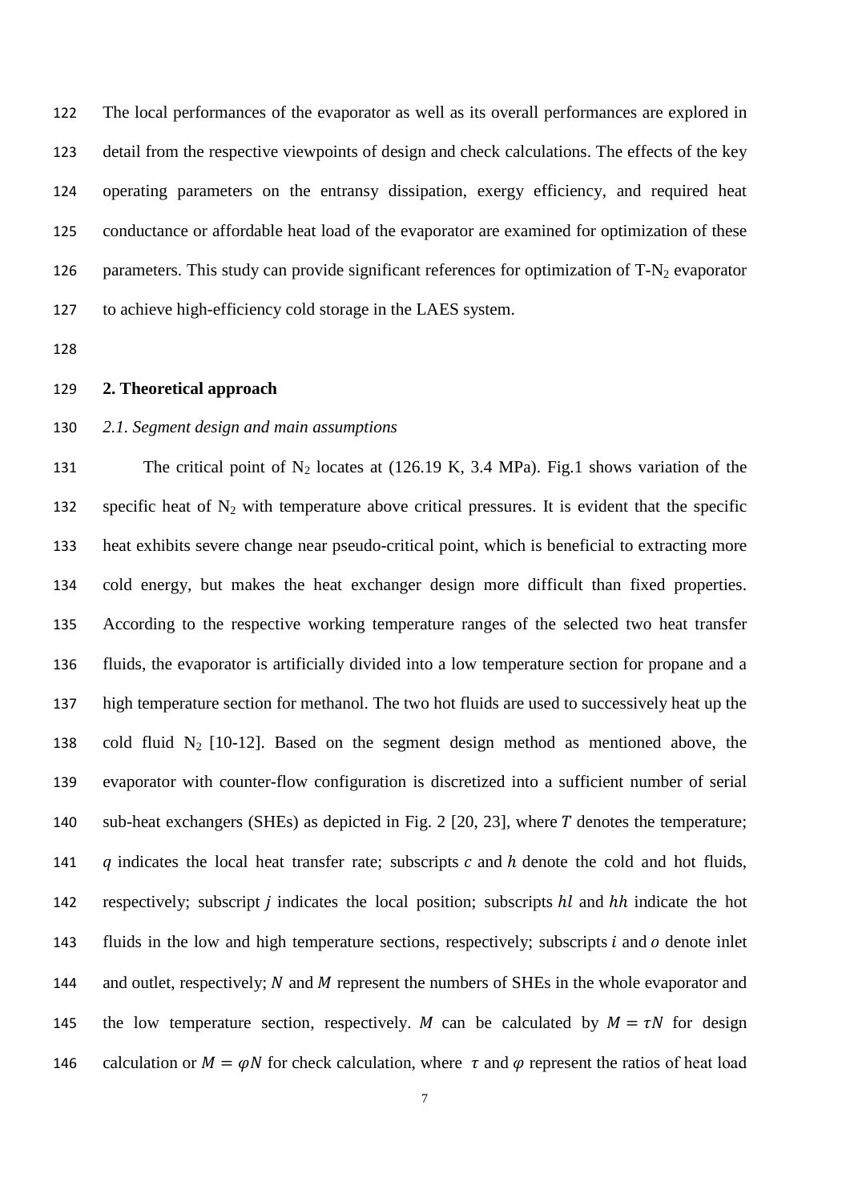The local performances of the evaporator as well as its overall performances are explored in detail from the respective viewpoints of design and check calculations. The effects of the key operating parameters on the entransy dissipation, exergy efficiency, and required heat conductance or affordable heat load of the evaporator are examined for optimization of these parameters. This study can provide significant references for optimization of T-$N_2$ evaporator to achieve high-efficiency cold storage in the LAES system.

## 2. Theoretical approach

### *2.1. Segment design and main assumptions*

The critical point of $N_2$ locates at (126.19 K, 3.4 MPa). Fig.1 shows variation of the specific heat of $N_2$ with temperature above critical pressures. It is evident that the specific heat exhibits severe change near pseudo-critical point, which is beneficial to extracting more cold energy, but makes the heat exchanger design more difficult than fixed properties. According to the respective working temperature ranges of the selected two heat transfer fluids, the evaporator is artificially divided into a low temperature section for propane and a high temperature section for methanol. The two hot fluids are used to successively heat up the cold fluid $N_2$ [10-12]. Based on the segment design method as mentioned above, the evaporator with counter-flow configuration is discretized into a sufficient number of serial sub-heat exchangers (SHEs) as depicted in Fig. 2 [20, 23], where $T$ denotes the temperature; $q$ indicates the local heat transfer rate; subscripts $c$ and $h$ denote the cold and hot fluids, respectively; subscript $j$ indicates the local position; subscripts $hl$ and $hh$ indicate the hot fluids in the low and high temperature sections, respectively; subscripts $i$ and $o$ denote inlet and outlet, respectively; $N$ and $M$ represent the numbers of SHEs in the whole evaporator and the low temperature section, respectively. $M$ can be calculated by $M = \tau N$ for design calculation or $M = \varphi N$ for check calculation, where $\tau$ and $\varphi$ represent the ratios of heat load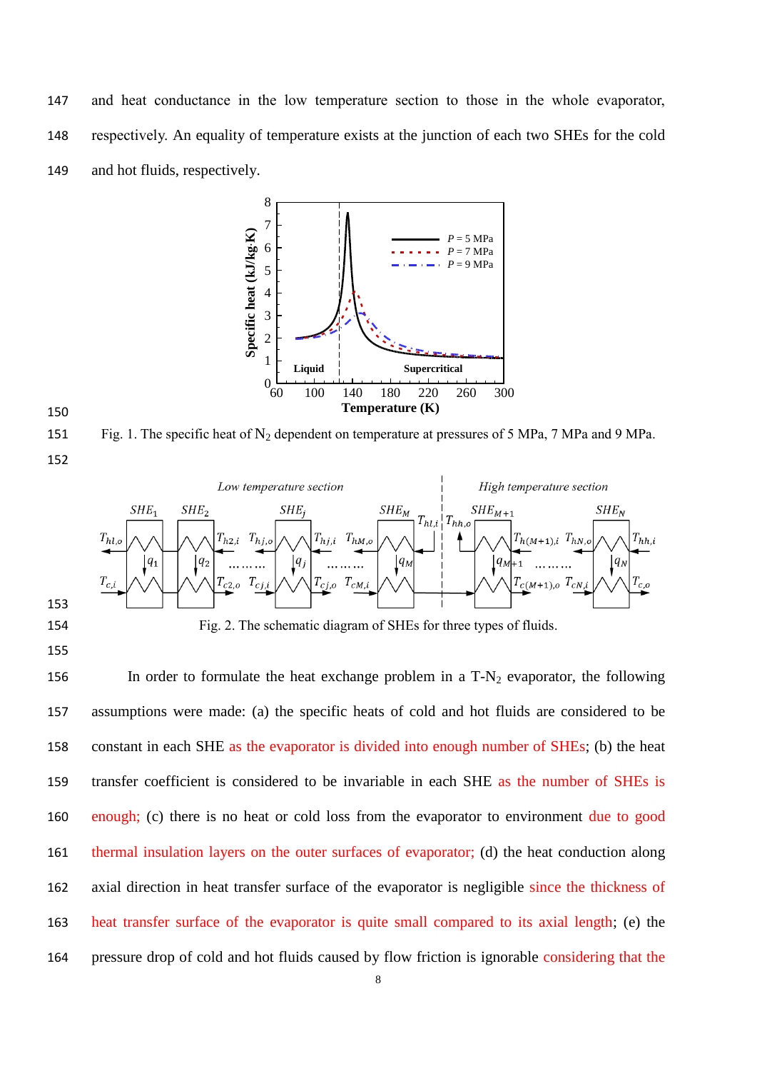and heat conductance in the low temperature section to those in the whole evaporator, respectively. An equality of temperature exists at the junction of each two SHEs for the cold and hot fluids, respectively.

Fig. 1. The specific heat of $N_2$ dependent on temperature at pressures of 5 MPa, 7 MPa and 9 MPa.

Fig. 2. The schematic diagram of SHEs for three types of fluids.

In order to formulate the heat exchange problem in a T-$N_2$ evaporator, the following assumptions were made: (a) the specific heats of cold and hot fluids are considered to be constant in each SHE as the evaporator is divided into enough number of SHEs; (b) the heat transfer coefficient is considered to be invariable in each SHE as the number of SHEs is enough; (c) there is no heat or cold loss from the evaporator to environment due to good thermal insulation layers on the outer surfaces of evaporator; (d) the heat conduction along axial direction in heat transfer surface of the evaporator is negligible since the thickness of heat transfer surface of the evaporator is quite small compared to its axial length; (e) the pressure drop of cold and hot fluids caused by flow friction is ignorable considering that the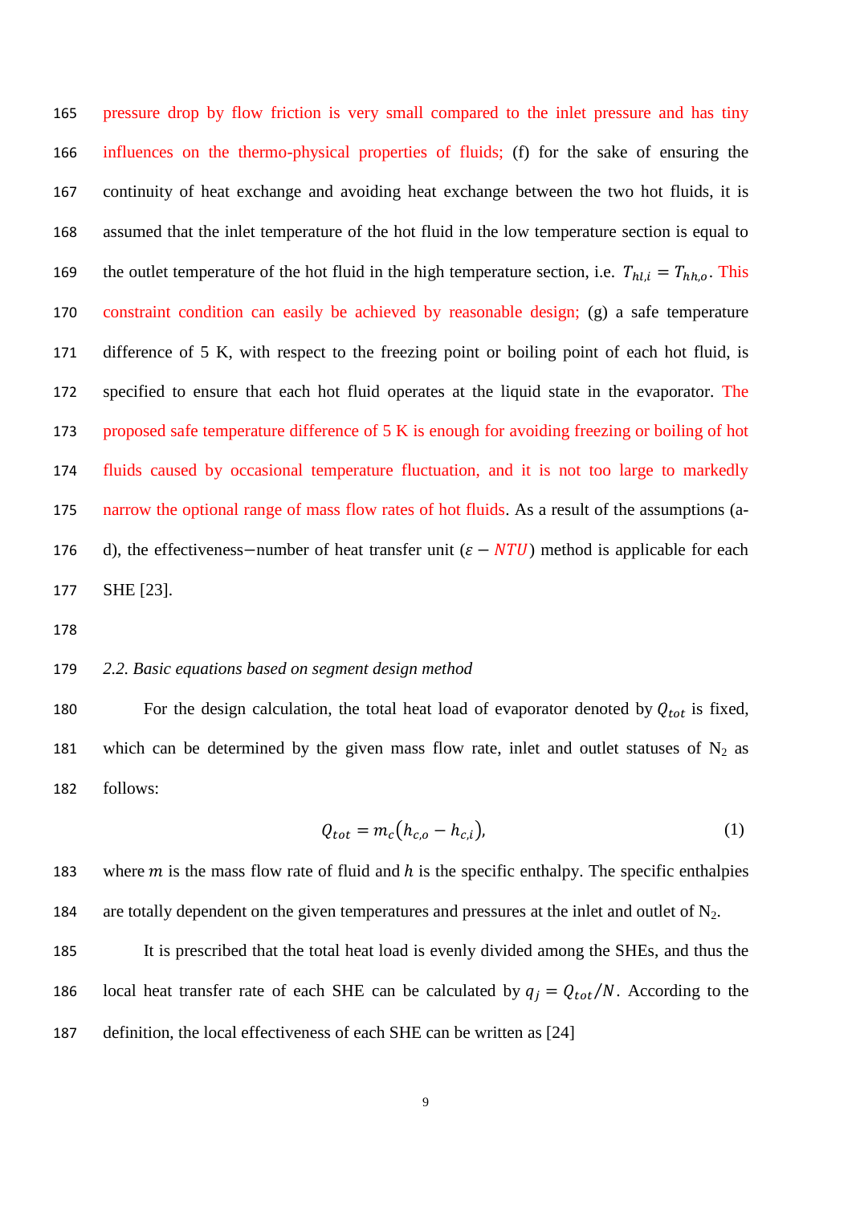pressure drop by flow friction is very small compared to the inlet pressure and has tiny influences on the thermo-physical properties of fluids; (f) for the sake of ensuring the continuity of heat exchange and avoiding heat exchange between the two hot fluids, it is assumed that the inlet temperature of the hot fluid in the low temperature section is equal to the outlet temperature of the hot fluid in the high temperature section, i.e. $T_{hl,i} = T_{hh,o}$. This constraint condition can easily be achieved by reasonable design; (g) a safe temperature difference of 5 K, with respect to the freezing point or boiling point of each hot fluid, is specified to ensure that each hot fluid operates at the liquid state in the evaporator. The proposed safe temperature difference of 5 K is enough for avoiding freezing or boiling of hot fluids caused by occasional temperature fluctuation, and it is not too large to markedly narrow the optional range of mass flow rates of hot fluids. As a result of the assumptions (a-d), the effectiveness−number of heat transfer unit ($\varepsilon - NTU$) method is applicable for each SHE [23].

*2.2. Basic equations based on segment design method*

For the design calculation, the total heat load of evaporator denoted by $Q_{tot}$ is fixed, which can be determined by the given mass flow rate, inlet and outlet statuses of $N_2$ as follows:

$$Q_{tot} = m_c\left(h_{c,o} - h_{c,i}\right), \tag{1}$$

where $m$ is the mass flow rate of fluid and $h$ is the specific enthalpy. The specific enthalpies are totally dependent on the given temperatures and pressures at the inlet and outlet of $N_2$.

It is prescribed that the total heat load is evenly divided among the SHEs, and thus the local heat transfer rate of each SHE can be calculated by $q_j = Q_{tot}/N$. According to the definition, the local effectiveness of each SHE can be written as [24]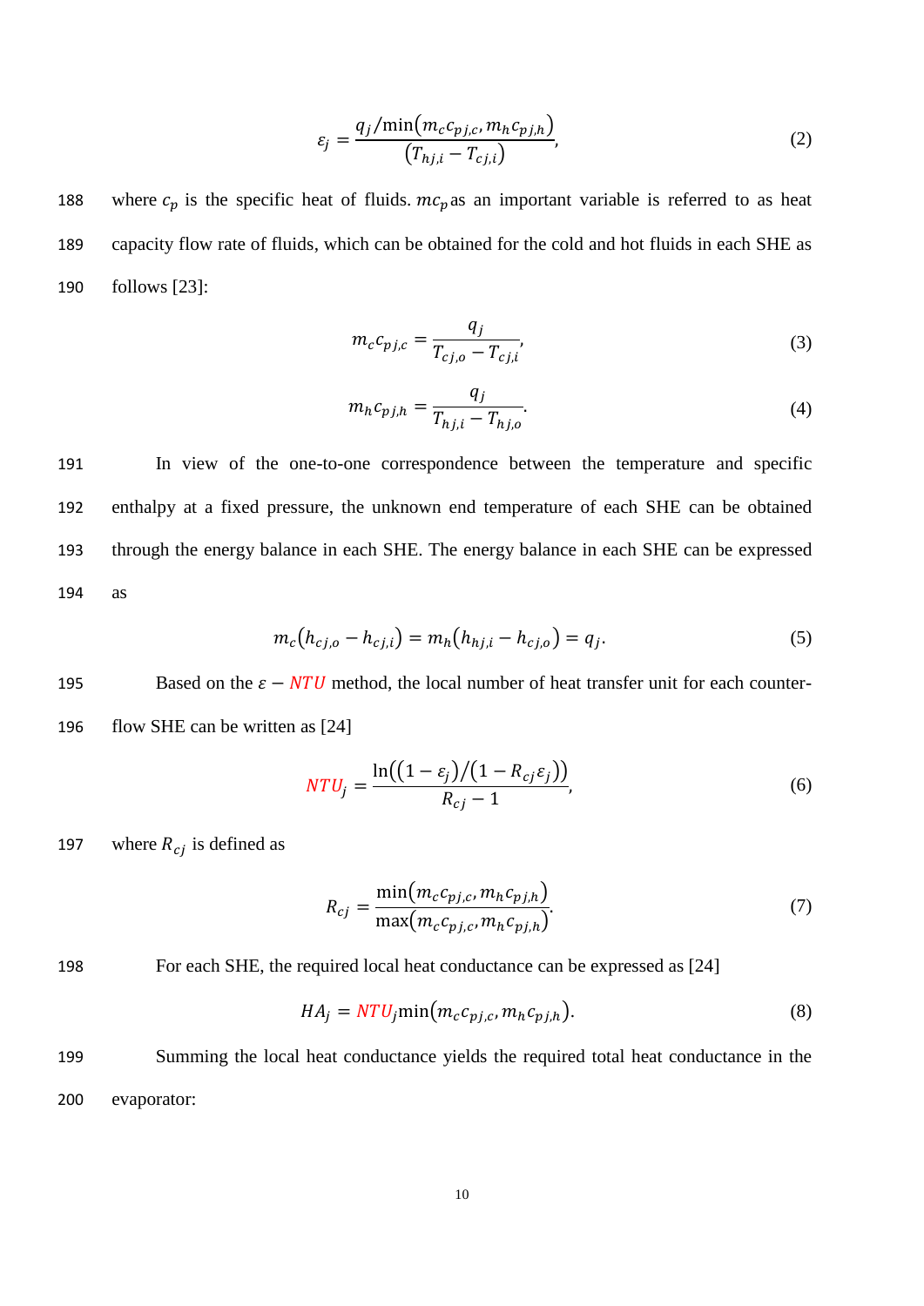$$\varepsilon_j = \frac{q_j/\min(m_c c_{pj,c}, m_h c_{pj,h})}{(T_{hj,i} - T_{cj,i})}, \tag{2}$$

where $c_p$ is the specific heat of fluids. $mc_p$ as an important variable is referred to as heat capacity flow rate of fluids, which can be obtained for the cold and hot fluids in each SHE as follows [23]:

$$m_c c_{pj,c} = \frac{q_j}{T_{cj,o} - T_{cj,i}}, \tag{3}$$

$$m_h c_{pj,h} = \frac{q_j}{T_{hj,i} - T_{hj,o}}. \tag{4}$$

In view of the one-to-one correspondence between the temperature and specific enthalpy at a fixed pressure, the unknown end temperature of each SHE can be obtained through the energy balance in each SHE. The energy balance in each SHE can be expressed as

$$m_c(h_{cj,o} - h_{cj,i}) = m_h(h_{hj,i} - h_{cj,o}) = q_j. \tag{5}$$

Based on the $\varepsilon - NTU$ method, the local number of heat transfer unit for each counter-flow SHE can be written as [24]

$$NTU_j = \frac{\ln((1 - \varepsilon_j)/(1 - R_{cj}\varepsilon_j))}{R_{cj} - 1}, \tag{6}$$

where $R_{cj}$ is defined as

$$R_{cj} = \frac{\min(m_c c_{pj,c}, m_h c_{pj,h})}{\max(m_c c_{pj,c}, m_h c_{pj,h})}. \tag{7}$$

For each SHE, the required local heat conductance can be expressed as [24]

$$HA_j = NTU_j \min(m_c c_{pj,c}, m_h c_{pj,h}). \tag{8}$$

Summing the local heat conductance yields the required total heat conductance in the evaporator: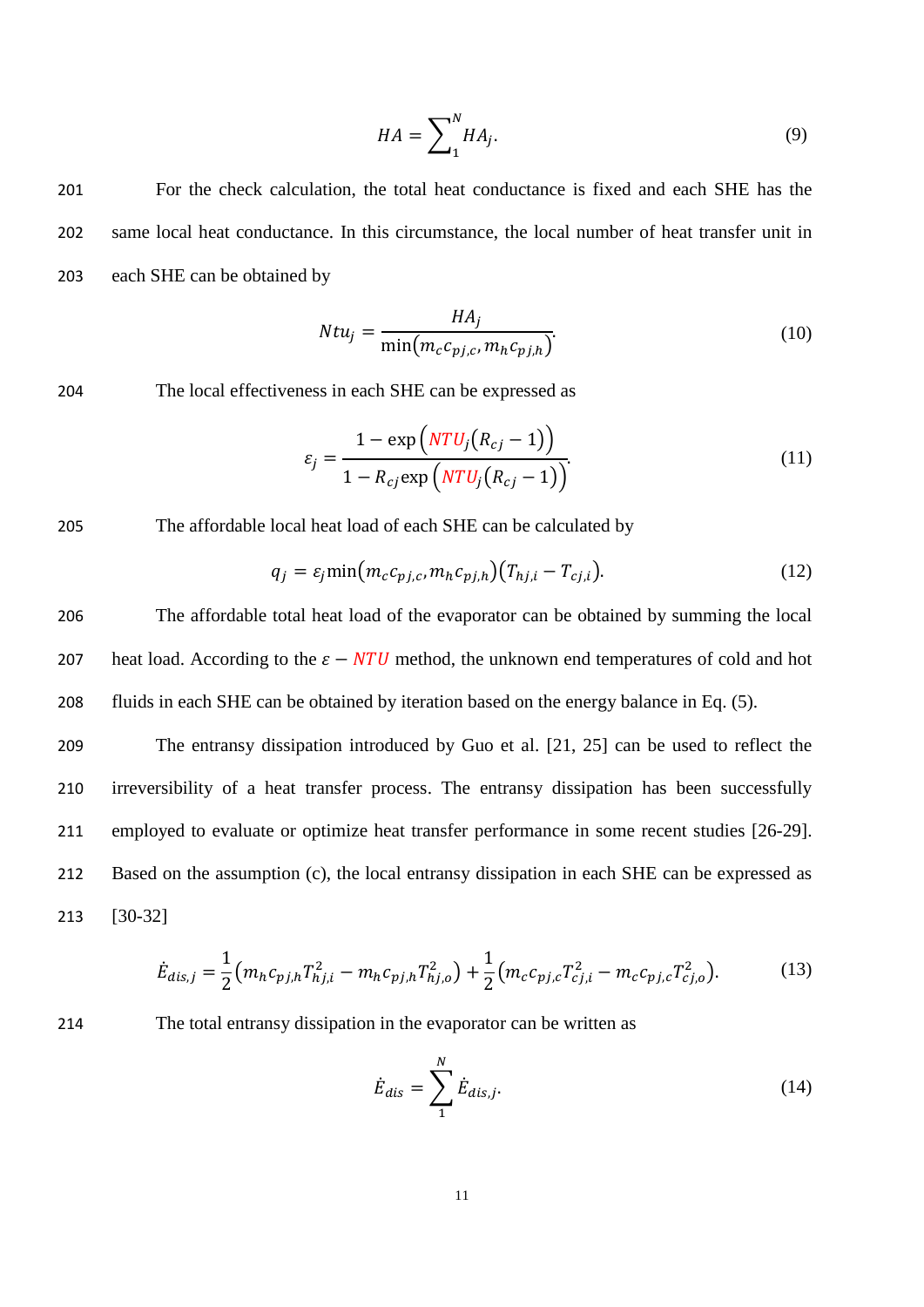$$HA = \sum_{1}^{N} HA_j. \tag{9}$$

For the check calculation, the total heat conductance is fixed and each SHE has the same local heat conductance. In this circumstance, the local number of heat transfer unit in each SHE can be obtained by

$$Ntu_j = \frac{HA_j}{\min\left(m_c c_{pj,c}, m_h c_{pj,h}\right)}. \tag{10}$$

The local effectiveness in each SHE can be expressed as

$$\varepsilon_j = \frac{1 - \exp\left(NTU_j\left(R_{cj} - 1\right)\right)}{1 - R_{cj}\exp\left(NTU_j\left(R_{cj} - 1\right)\right)}. \tag{11}$$

The affordable local heat load of each SHE can be calculated by

$$q_j = \varepsilon_j \min\left(m_c c_{pj,c}, m_h c_{pj,h}\right)\left(T_{hj,i} - T_{cj,i}\right). \tag{12}$$

The affordable total heat load of the evaporator can be obtained by summing the local heat load. According to the $\varepsilon - NTU$ method, the unknown end temperatures of cold and hot fluids in each SHE can be obtained by iteration based on the energy balance in Eq. (5).

The entransy dissipation introduced by Guo et al. [21, 25] can be used to reflect the irreversibility of a heat transfer process. The entransy dissipation has been successfully employed to evaluate or optimize heat transfer performance in some recent studies [26-29]. Based on the assumption (c), the local entransy dissipation in each SHE can be expressed as [30-32]

$$\dot{E}_{dis,j} = \frac{1}{2}\left(m_h c_{pj,h} T_{hj,i}^2 - m_h c_{pj,h} T_{hj,o}^2\right) + \frac{1}{2}\left(m_c c_{pj,c} T_{cj,i}^2 - m_c c_{pj,c} T_{cj,o}^2\right). \tag{13}$$

The total entransy dissipation in the evaporator can be written as

$$\dot{E}_{dis} = \sum_{1}^{N} \dot{E}_{dis,j}. \tag{14}$$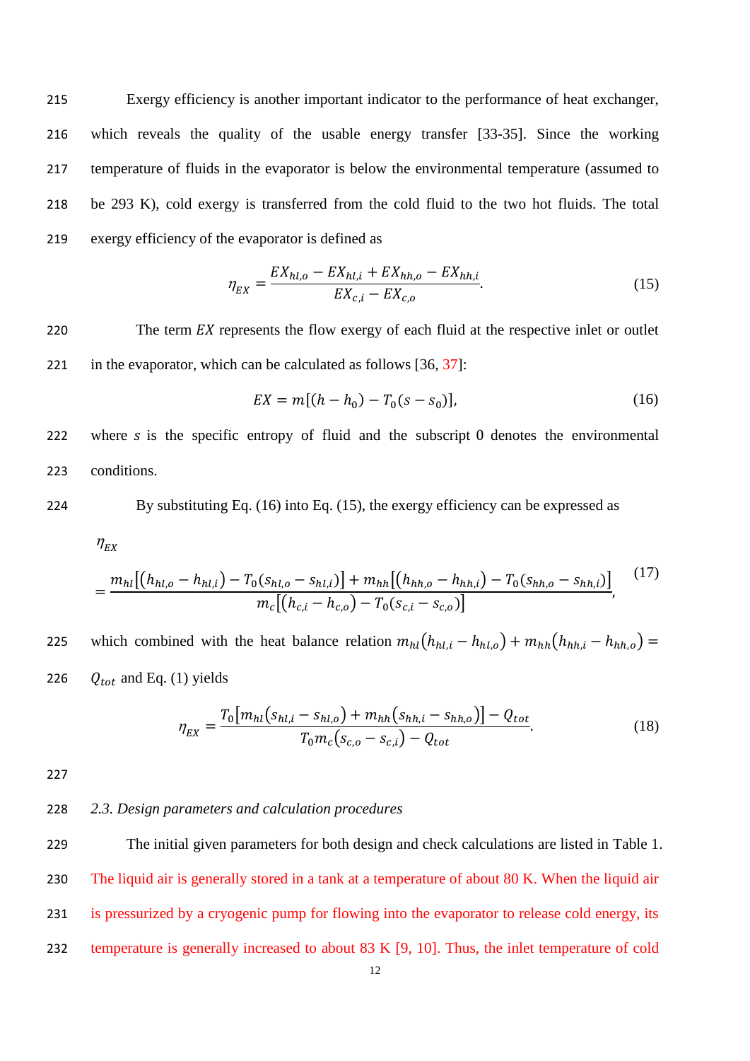Exergy efficiency is another important indicator to the performance of heat exchanger, which reveals the quality of the usable energy transfer [33-35]. Since the working temperature of fluids in the evaporator is below the environmental temperature (assumed to be 293 K), cold exergy is transferred from the cold fluid to the two hot fluids. The total exergy efficiency of the evaporator is defined as

$$\eta_{EX} = \frac{EX_{hl,o} - EX_{hl,i} + EX_{hh,o} - EX_{hh,i}}{EX_{c,i} - EX_{c,o}}. \tag{15}$$

The term $EX$ represents the flow exergy of each fluid at the respective inlet or outlet in the evaporator, which can be calculated as follows [36, 37]:

$$EX = m[(h - h_0) - T_0(s - s_0)], \tag{16}$$

where $s$ is the specific entropy of fluid and the subscript 0 denotes the environmental conditions.

By substituting Eq. (16) into Eq. (15), the exergy efficiency can be expressed as

$$\eta_{EX} = \frac{m_{hl}\left[\left(h_{hl,o} - h_{hl,i}\right) - T_0\left(s_{hl,o} - s_{hl,i}\right)\right] + m_{hh}\left[\left(h_{hh,o} - h_{hh,i}\right) - T_0\left(s_{hh,o} - s_{hh,i}\right)\right]}{m_c\left[\left(h_{c,i} - h_{c,o}\right) - T_0\left(s_{c,i} - s_{c,o}\right)\right]}, \tag{17}$$

which combined with the heat balance relation $m_{hl}\left(h_{hl,i} - h_{hl,o}\right) + m_{hh}\left(h_{hh,i} - h_{hh,o}\right) = Q_{tot}$ and Eq. (1) yields

$$\eta_{EX} = \frac{T_0\left[m_{hl}\left(s_{hl,i} - s_{hl,o}\right) + m_{hh}\left(s_{hh,i} - s_{hh,o}\right)\right] - Q_{tot}}{T_0 m_c\left(s_{c,o} - s_{c,i}\right) - Q_{tot}}. \tag{18}$$

### *2.3. Design parameters and calculation procedures*

The initial given parameters for both design and check calculations are listed in Table 1. The liquid air is generally stored in a tank at a temperature of about 80 K. When the liquid air is pressurized by a cryogenic pump for flowing into the evaporator to release cold energy, its temperature is generally increased to about 83 K [9, 10]. Thus, the inlet temperature of cold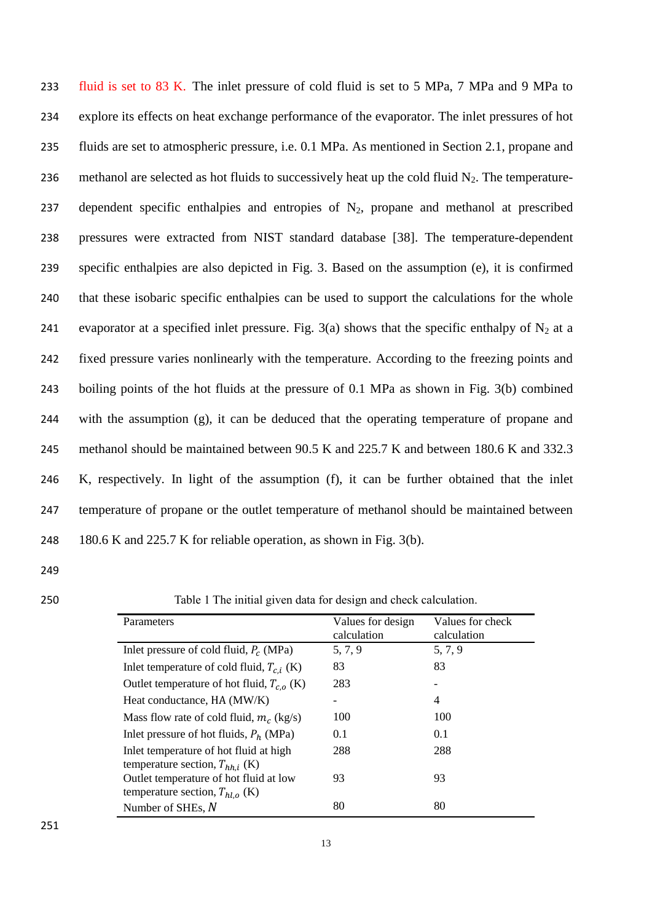fluid is set to 83 K. The inlet pressure of cold fluid is set to 5 MPa, 7 MPa and 9 MPa to explore its effects on heat exchange performance of the evaporator. The inlet pressures of hot fluids are set to atmospheric pressure, i.e. 0.1 MPa. As mentioned in Section 2.1, propane and methanol are selected as hot fluids to successively heat up the cold fluid $N_2$. The temperature-dependent specific enthalpies and entropies of $N_2$, propane and methanol at prescribed pressures were extracted from NIST standard database [38]. The temperature-dependent specific enthalpies are also depicted in Fig. 3. Based on the assumption (e), it is confirmed that these isobaric specific enthalpies can be used to support the calculations for the whole evaporator at a specified inlet pressure. Fig. 3(a) shows that the specific enthalpy of $N_2$ at a fixed pressure varies nonlinearly with the temperature. According to the freezing points and boiling points of the hot fluids at the pressure of 0.1 MPa as shown in Fig. 3(b) combined with the assumption (g), it can be deduced that the operating temperature of propane and methanol should be maintained between 90.5 K and 225.7 K and between 180.6 K and 332.3 K, respectively. In light of the assumption (f), it can be further obtained that the inlet temperature of propane or the outlet temperature of methanol should be maintained between 180.6 K and 225.7 K for reliable operation, as shown in Fig. 3(b).

Table 1 The initial given data for design and check calculation.

| Parameters | Values for design calculation | Values for check calculation |
|---|---|---|
| Inlet pressure of cold fluid, $P_c$ (MPa) | 5, 7, 9 | 5, 7, 9 |
| Inlet temperature of cold fluid, $T_{c,i}$ (K) | 83 | 83 |
| Outlet temperature of hot fluid, $T_{c,o}$ (K) | 283 | - |
| Heat conductance, HA (MW/K) | - | 4 |
| Mass flow rate of cold fluid, $m_c$ (kg/s) | 100 | 100 |
| Inlet pressure of hot fluids, $P_h$ (MPa) | 0.1 | 0.1 |
| Inlet temperature of hot fluid at high temperature section, $T_{hh,i}$ (K) | 288 | 288 |
| Outlet temperature of hot fluid at low temperature section, $T_{hl,o}$ (K) | 93 | 93 |
| Number of SHEs, $N$ | 80 | 80 |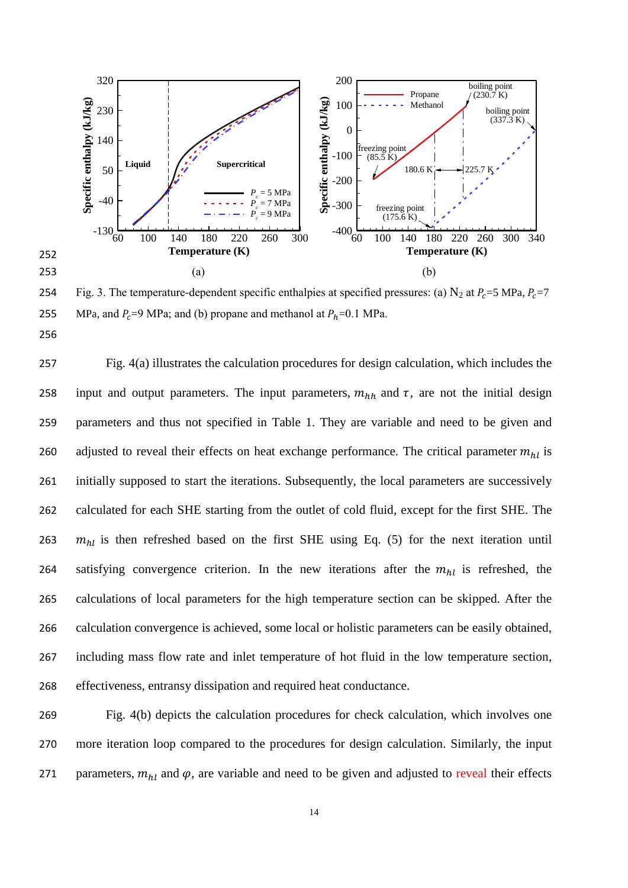Fig. 3. The temperature-dependent specific enthalpies at specified pressures: (a) $N_2$ at $P_c$=5 MPa, $P_c$=7 MPa, and $P_c$=9 MPa; and (b) propane and methanol at $P_h$=0.1 MPa.

Fig. 4(a) illustrates the calculation procedures for design calculation, which includes the input and output parameters. The input parameters, $m_{hh}$ and $\tau$, are not the initial design parameters and thus not specified in Table 1. They are variable and need to be given and adjusted to reveal their effects on heat exchange performance. The critical parameter $m_{hl}$ is initially supposed to start the iterations. Subsequently, the local parameters are successively calculated for each SHE starting from the outlet of cold fluid, except for the first SHE. The $m_{hl}$ is then refreshed based on the first SHE using Eq. (5) for the next iteration until satisfying convergence criterion. In the new iterations after the $m_{hl}$ is refreshed, the calculations of local parameters for the high temperature section can be skipped. After the calculation convergence is achieved, some local or holistic parameters can be easily obtained, including mass flow rate and inlet temperature of hot fluid in the low temperature section, effectiveness, entransy dissipation and required heat conductance.

Fig. 4(b) depicts the calculation procedures for check calculation, which involves one more iteration loop compared to the procedures for design calculation. Similarly, the input parameters, $m_{hl}$ and $\varphi$, are variable and need to be given and adjusted to reveal their effects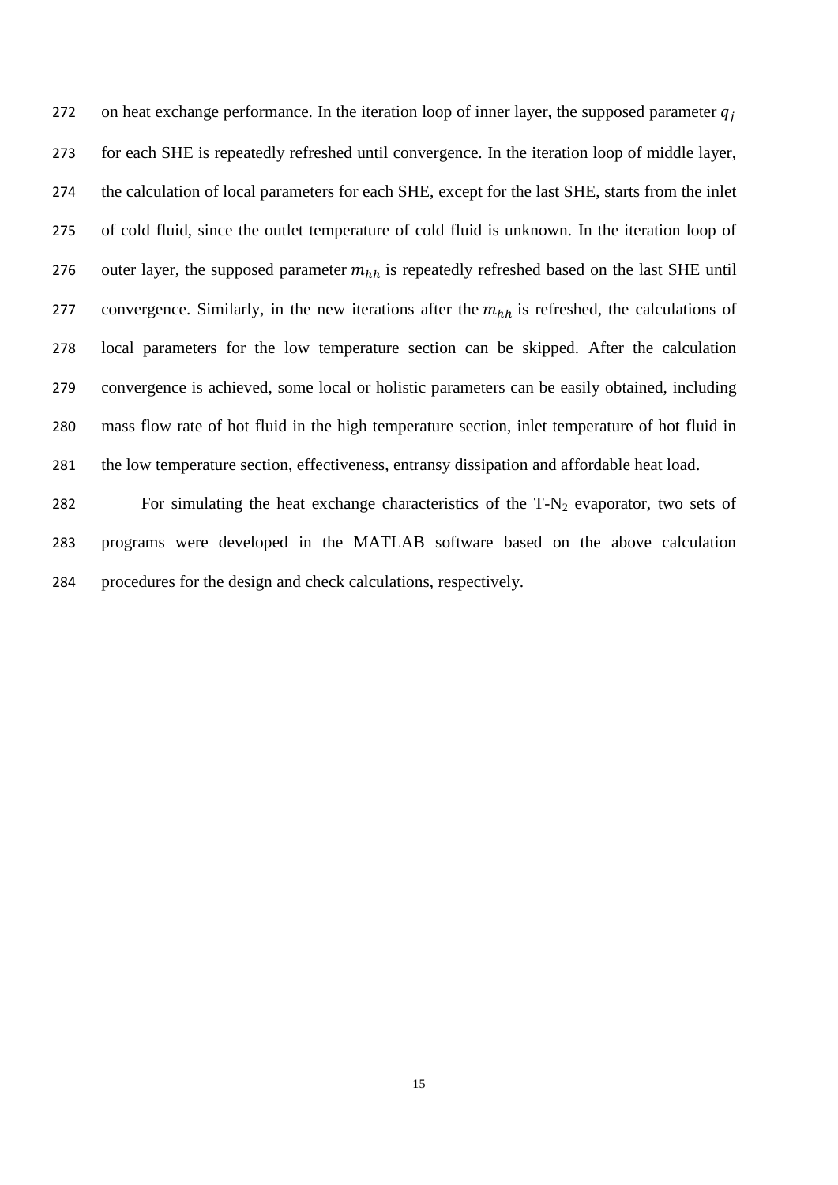on heat exchange performance. In the iteration loop of inner layer, the supposed parameter $q_j$ for each SHE is repeatedly refreshed until convergence. In the iteration loop of middle layer, the calculation of local parameters for each SHE, except for the last SHE, starts from the inlet of cold fluid, since the outlet temperature of cold fluid is unknown. In the iteration loop of outer layer, the supposed parameter $m_{hh}$ is repeatedly refreshed based on the last SHE until convergence. Similarly, in the new iterations after the $m_{hh}$ is refreshed, the calculations of local parameters for the low temperature section can be skipped. After the calculation convergence is achieved, some local or holistic parameters can be easily obtained, including mass flow rate of hot fluid in the high temperature section, inlet temperature of hot fluid in the low temperature section, effectiveness, entransy dissipation and affordable heat load.

For simulating the heat exchange characteristics of the T-$N_2$ evaporator, two sets of programs were developed in the MATLAB software based on the above calculation procedures for the design and check calculations, respectively.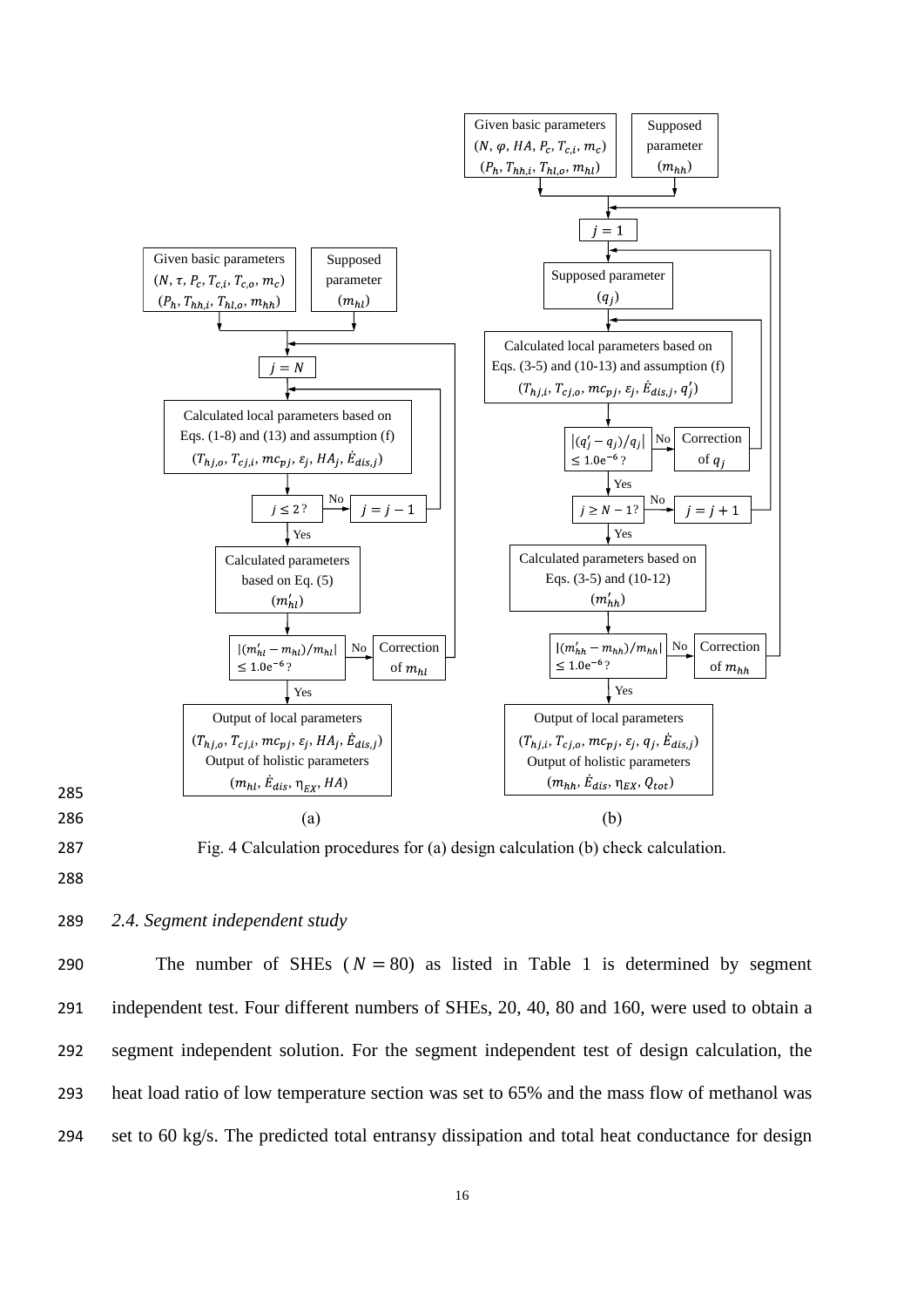Fig. 4 Calculation procedures for (a) design calculation (b) check calculation.

### *2.4. Segment independent study*

The number of SHEs ($N = 80$) as listed in Table 1 is determined by segment independent test. Four different numbers of SHEs, 20, 40, 80 and 160, were used to obtain a segment independent solution. For the segment independent test of design calculation, the heat load ratio of low temperature section was set to 65% and the mass flow of methanol was set to 60 kg/s. The predicted total entransy dissipation and total heat conductance for design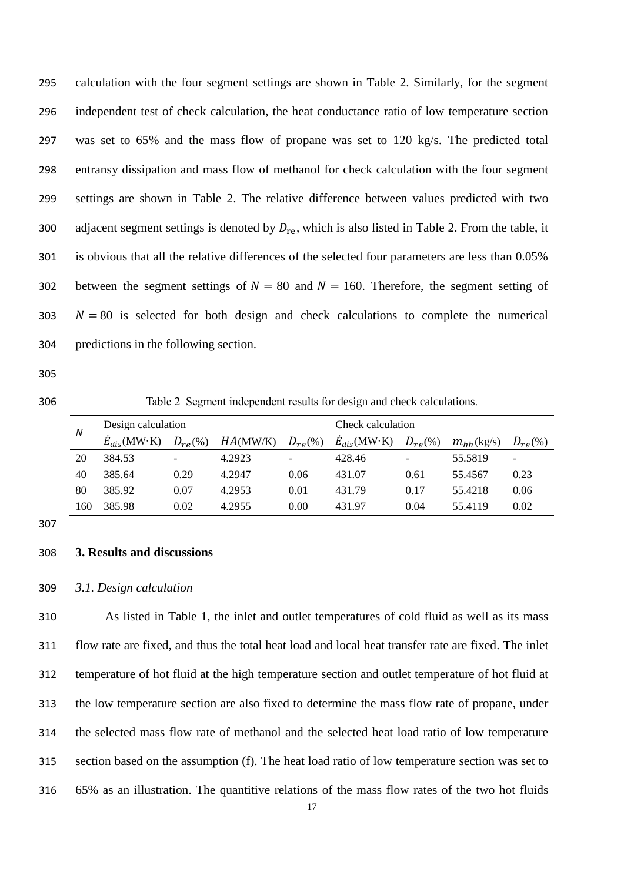calculation with the four segment settings are shown in Table 2. Similarly, for the segment independent test of check calculation, the heat conductance ratio of low temperature section was set to 65% and the mass flow of propane was set to 120 kg/s. The predicted total entransy dissipation and mass flow of methanol for check calculation with the four segment settings are shown in Table 2. The relative difference between values predicted with two adjacent segment settings is denoted by $D_{\mathrm{re}}$, which is also listed in Table 2. From the table, it is obvious that all the relative differences of the selected four parameters are less than 0.05% between the segment settings of $N = 80$ and $N = 160$. Therefore, the segment setting of $N = 80$ is selected for both design and check calculations to complete the numerical predictions in the following section.

Table 2 Segment independent results for design and check calculations.

| $N$ | Design calculation | | | | Check calculation | | | |
|---|---|---|---|---|---|---|---|---|
| | $\dot{E}_{dis}$(MW·K) | $D_{re}$(%) | $HA$(MW/K) | $D_{re}$(%) | $\dot{E}_{dis}$(MW·K) | $D_{re}$(%) | $m_{hh}$(kg/s) | $D_{re}$(%) |
| 20 | 384.53 | - | 4.2923 | - | 428.46 | - | 55.5819 | - |
| 40 | 385.64 | 0.29 | 4.2947 | 0.06 | 431.07 | 0.61 | 55.4567 | 0.23 |
| 80 | 385.92 | 0.07 | 4.2953 | 0.01 | 431.79 | 0.17 | 55.4218 | 0.06 |
| 160 | 385.98 | 0.02 | 4.2955 | 0.00 | 431.97 | 0.04 | 55.4119 | 0.02 |

## 3. Results and discussions

### *3.1. Design calculation*

As listed in Table 1, the inlet and outlet temperatures of cold fluid as well as its mass flow rate are fixed, and thus the total heat load and local heat transfer rate are fixed. The inlet temperature of hot fluid at the high temperature section and outlet temperature of hot fluid at the low temperature section are also fixed to determine the mass flow rate of propane, under the selected mass flow rate of methanol and the selected heat load ratio of low temperature section based on the assumption (f). The heat load ratio of low temperature section was set to 65% as an illustration. The quantitive relations of the mass flow rates of the two hot fluids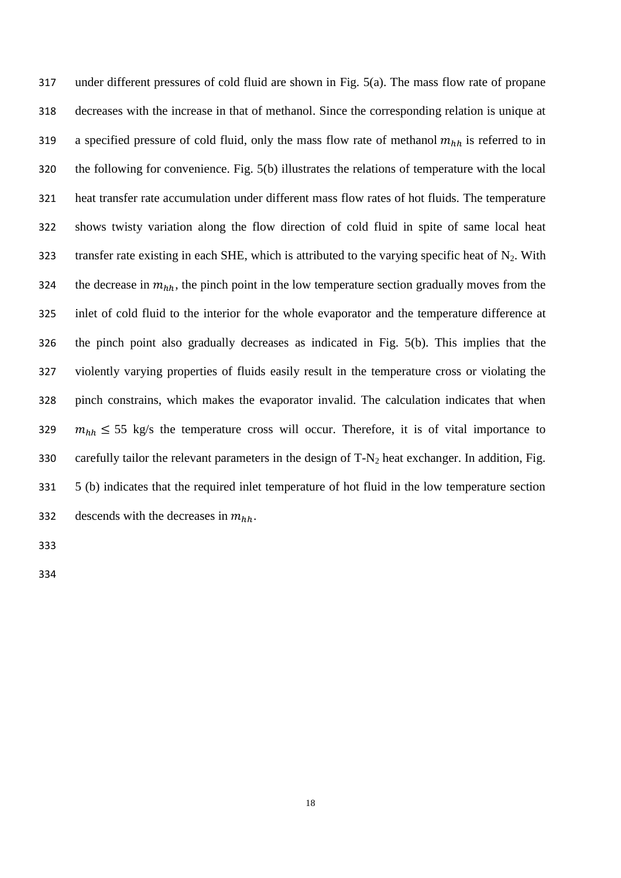under different pressures of cold fluid are shown in Fig. 5(a). The mass flow rate of propane decreases with the increase in that of methanol. Since the corresponding relation is unique at a specified pressure of cold fluid, only the mass flow rate of methanol $m_{hh}$ is referred to in the following for convenience. Fig. 5(b) illustrates the relations of temperature with the local heat transfer rate accumulation under different mass flow rates of hot fluids. The temperature shows twisty variation along the flow direction of cold fluid in spite of same local heat transfer rate existing in each SHE, which is attributed to the varying specific heat of $N_2$. With the decrease in $m_{hh}$, the pinch point in the low temperature section gradually moves from the inlet of cold fluid to the interior for the whole evaporator and the temperature difference at the pinch point also gradually decreases as indicated in Fig. 5(b). This implies that the violently varying properties of fluids easily result in the temperature cross or violating the pinch constrains, which makes the evaporator invalid. The calculation indicates that when $m_{hh} \leq 55$ kg/s the temperature cross will occur. Therefore, it is of vital importance to carefully tailor the relevant parameters in the design of T-$N_2$ heat exchanger. In addition, Fig. 5 (b) indicates that the required inlet temperature of hot fluid in the low temperature section descends with the decreases in $m_{hh}$.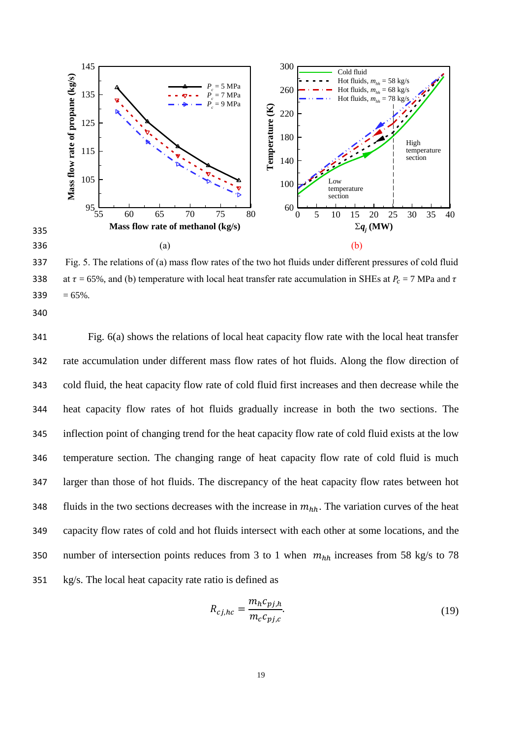Fig. 5. The relations of (a) mass flow rates of the two hot fluids under different pressures of cold fluid at $\tau$ = 65%, and (b) temperature with local heat transfer rate accumulation in SHEs at $P_c$ = 7 MPa and $\tau$ = 65%.

Fig. 6(a) shows the relations of local heat capacity flow rate with the local heat transfer rate accumulation under different mass flow rates of hot fluids. Along the flow direction of cold fluid, the heat capacity flow rate of cold fluid first increases and then decrease while the heat capacity flow rates of hot fluids gradually increase in both the two sections. The inflection point of changing trend for the heat capacity flow rate of cold fluid exists at the low temperature section. The changing range of heat capacity flow rate of cold fluid is much larger than those of hot fluids. The discrepancy of the heat capacity flow rates between hot fluids in the two sections decreases with the increase in $m_{hh}$. The variation curves of the heat capacity flow rates of cold and hot fluids intersect with each other at some locations, and the number of intersection points reduces from 3 to 1 when $m_{hh}$ increases from 58 kg/s to 78 kg/s. The local heat capacity rate ratio is defined as

$$R_{cj,hc} = \frac{m_h c_{pj,h}}{m_c c_{pj,c}}. \tag{19}$$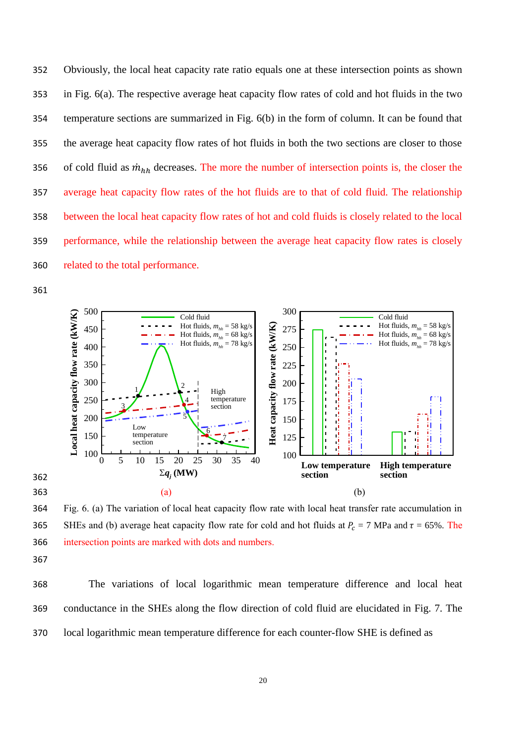Obviously, the local heat capacity rate ratio equals one at these intersection points as shown in Fig. 6(a). The respective average heat capacity flow rates of cold and hot fluids in the two temperature sections are summarized in Fig. 6(b) in the form of column. It can be found that the average heat capacity flow rates of hot fluids in both the two sections are closer to those of cold fluid as $\dot{m}_{hh}$ decreases. The more the number of intersection points is, the closer the average heat capacity flow rates of the hot fluids are to that of cold fluid. The relationship between the local heat capacity flow rates of hot and cold fluids is closely related to the local performance, while the relationship between the average heat capacity flow rates is closely related to the total performance.

(a)

(b)

Fig. 6. (a) The variation of local heat capacity flow rate with local heat transfer rate accumulation in SHEs and (b) average heat capacity flow rate for cold and hot fluids at $P_c$ = 7 MPa and $\tau$ = 65%. The intersection points are marked with dots and numbers.

The variations of local logarithmic mean temperature difference and local heat conductance in the SHEs along the flow direction of cold fluid are elucidated in Fig. 7. The local logarithmic mean temperature difference for each counter-flow SHE is defined as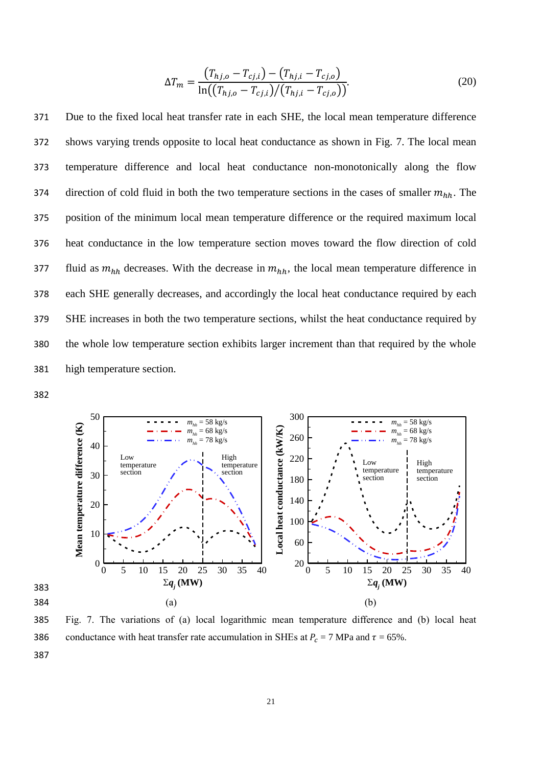$$\Delta T_m = \frac{(T_{hj,o} - T_{cj,i}) - (T_{hj,i} - T_{cj,o})}{\ln((T_{hj,o} - T_{cj,i})/(T_{hj,i} - T_{cj,o}))}. \tag{20}$$

Due to the fixed local heat transfer rate in each SHE, the local mean temperature difference shows varying trends opposite to local heat conductance as shown in Fig. 7. The local mean temperature difference and local heat conductance non-monotonically along the flow direction of cold fluid in both the two temperature sections in the cases of smaller $m_{hh}$. The position of the minimum local mean temperature difference or the required maximum local heat conductance in the low temperature section moves toward the flow direction of cold fluid as $m_{hh}$ decreases. With the decrease in $m_{hh}$, the local mean temperature difference in each SHE generally decreases, and accordingly the local heat conductance required by each SHE increases in both the two temperature sections, whilst the heat conductance required by the whole low temperature section exhibits larger increment than that required by the whole high temperature section.

Fig. 7. The variations of (a) local logarithmic mean temperature difference and (b) local heat conductance with heat transfer rate accumulation in SHEs at $P_c$ = 7 MPa and $\tau$ = 65%.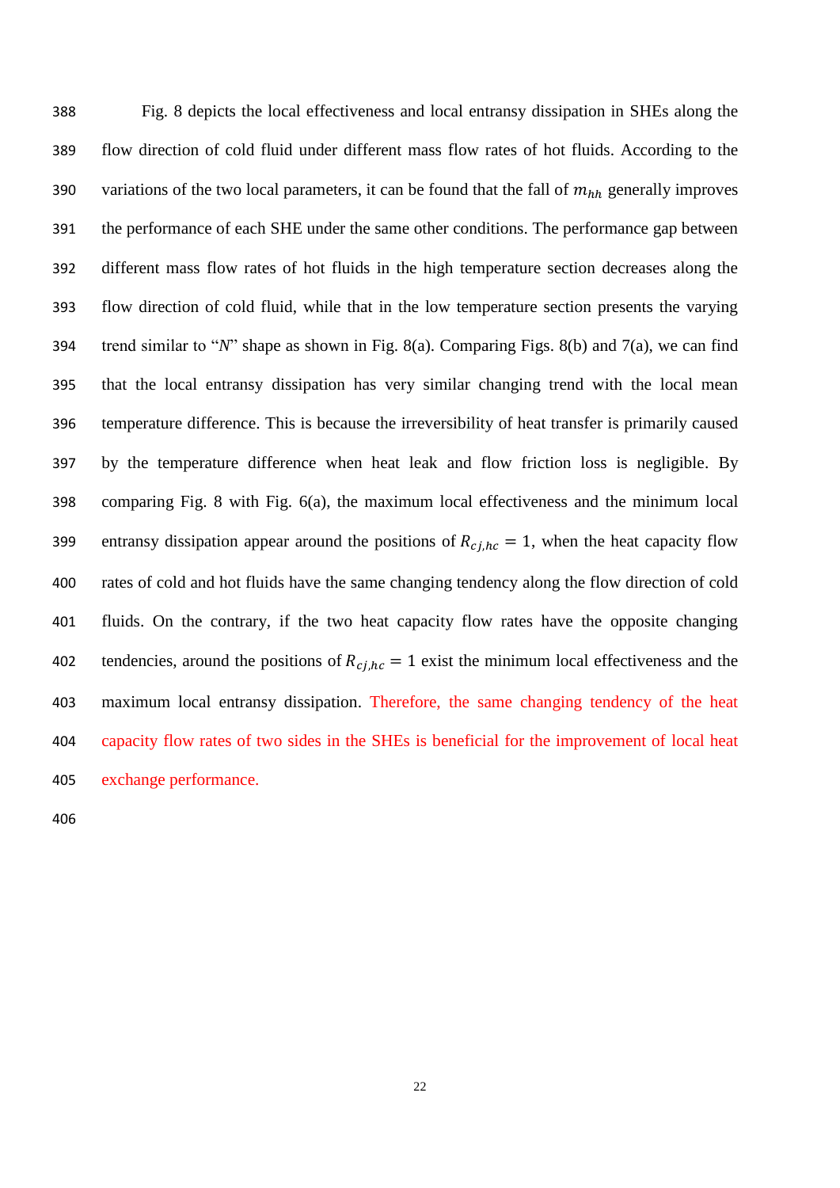Fig. 8 depicts the local effectiveness and local entransy dissipation in SHEs along the flow direction of cold fluid under different mass flow rates of hot fluids. According to the variations of the two local parameters, it can be found that the fall of $m_{hh}$ generally improves the performance of each SHE under the same other conditions. The performance gap between different mass flow rates of hot fluids in the high temperature section decreases along the flow direction of cold fluid, while that in the low temperature section presents the varying trend similar to "*N*" shape as shown in Fig. 8(a). Comparing Figs. 8(b) and 7(a), we can find that the local entransy dissipation has very similar changing trend with the local mean temperature difference. This is because the irreversibility of heat transfer is primarily caused by the temperature difference when heat leak and flow friction loss is negligible. By comparing Fig. 8 with Fig. 6(a), the maximum local effectiveness and the minimum local entransy dissipation appear around the positions of $R_{cj,hc} = 1$, when the heat capacity flow rates of cold and hot fluids have the same changing tendency along the flow direction of cold fluids. On the contrary, if the two heat capacity flow rates have the opposite changing tendencies, around the positions of $R_{cj,hc} = 1$ exist the minimum local effectiveness and the maximum local entransy dissipation. Therefore, the same changing tendency of the heat capacity flow rates of two sides in the SHEs is beneficial for the improvement of local heat exchange performance.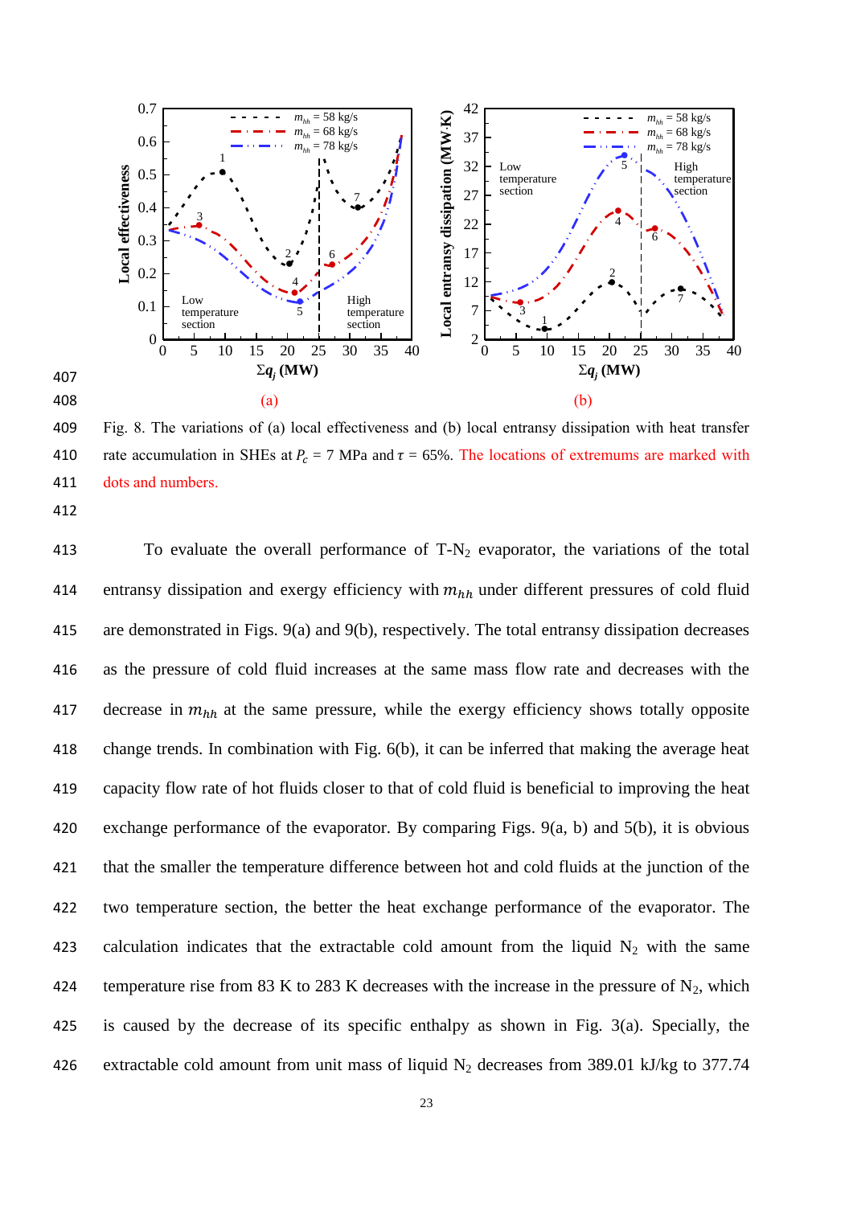Fig. 8. The variations of (a) local effectiveness and (b) local entransy dissipation with heat transfer rate accumulation in SHEs at $P_c$ = 7 MPa and $\tau$ = 65%. The locations of extremums are marked with dots and numbers.

To evaluate the overall performance of T-$N_2$ evaporator, the variations of the total entransy dissipation and exergy efficiency with $m_{hh}$ under different pressures of cold fluid are demonstrated in Figs. 9(a) and 9(b), respectively. The total entransy dissipation decreases as the pressure of cold fluid increases at the same mass flow rate and decreases with the decrease in $m_{hh}$ at the same pressure, while the exergy efficiency shows totally opposite change trends. In combination with Fig. 6(b), it can be inferred that making the average heat capacity flow rate of hot fluids closer to that of cold fluid is beneficial to improving the heat exchange performance of the evaporator. By comparing Figs. 9(a, b) and 5(b), it is obvious that the smaller the temperature difference between hot and cold fluids at the junction of the two temperature section, the better the heat exchange performance of the evaporator. The calculation indicates that the extractable cold amount from the liquid $N_2$ with the same temperature rise from 83 K to 283 K decreases with the increase in the pressure of $N_2$, which is caused by the decrease of its specific enthalpy as shown in Fig. 3(a). Specially, the extractable cold amount from unit mass of liquid $N_2$ decreases from 389.01 kJ/kg to 377.74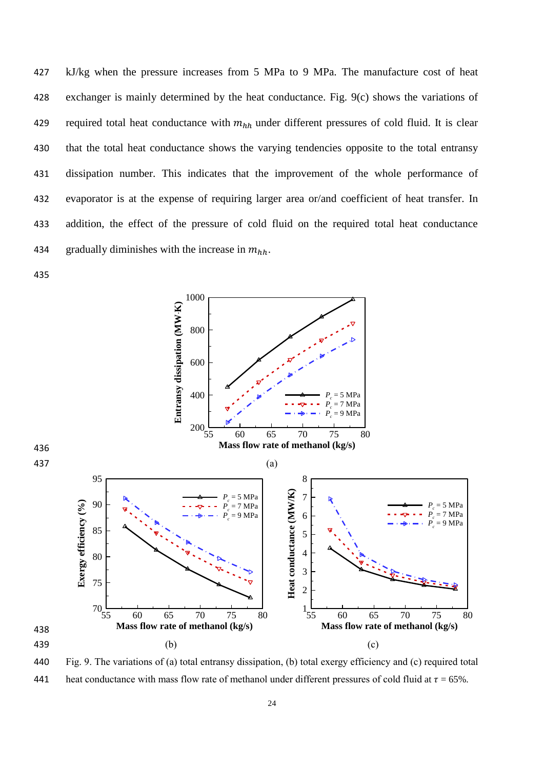kJ/kg when the pressure increases from 5 MPa to 9 MPa. The manufacture cost of heat exchanger is mainly determined by the heat conductance. Fig. 9(c) shows the variations of required total heat conductance with $m_{hh}$ under different pressures of cold fluid. It is clear that the total heat conductance shows the varying tendencies opposite to the total entransy dissipation number. This indicates that the improvement of the whole performance of evaporator is at the expense of requiring larger area or/and coefficient of heat transfer. In addition, the effect of the pressure of cold fluid on the required total heat conductance gradually diminishes with the increase in $m_{hh}$.

(a)

(b)

(c)

Fig. 9. The variations of (a) total entransy dissipation, (b) total exergy efficiency and (c) required total heat conductance with mass flow rate of methanol under different pressures of cold fluid at $\tau$ = 65%.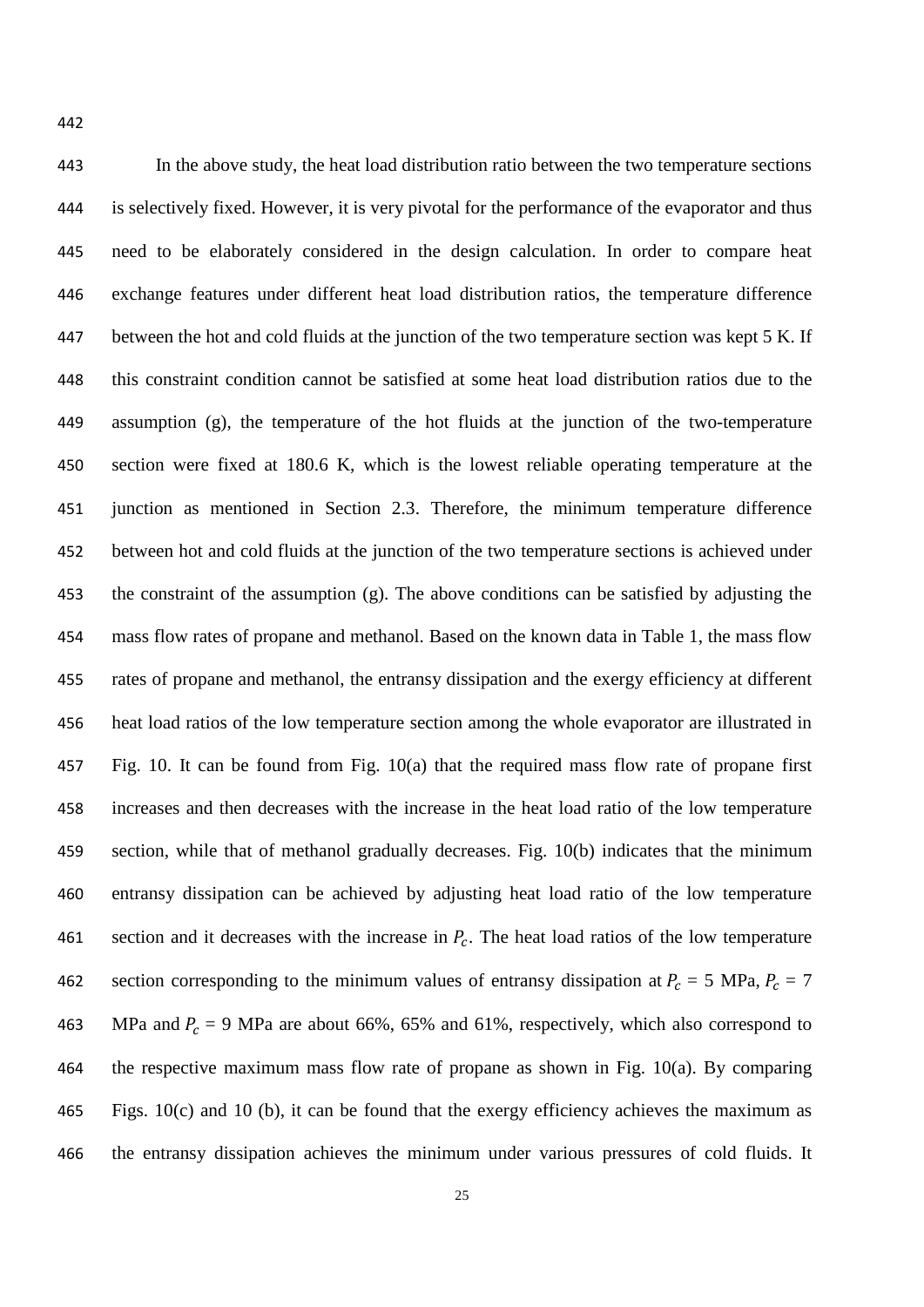In the above study, the heat load distribution ratio between the two temperature sections is selectively fixed. However, it is very pivotal for the performance of the evaporator and thus need to be elaborately considered in the design calculation. In order to compare heat exchange features under different heat load distribution ratios, the temperature difference between the hot and cold fluids at the junction of the two temperature section was kept 5 K. If this constraint condition cannot be satisfied at some heat load distribution ratios due to the assumption (g), the temperature of the hot fluids at the junction of the two-temperature section were fixed at 180.6 K, which is the lowest reliable operating temperature at the junction as mentioned in Section 2.3. Therefore, the minimum temperature difference between hot and cold fluids at the junction of the two temperature sections is achieved under the constraint of the assumption (g). The above conditions can be satisfied by adjusting the mass flow rates of propane and methanol. Based on the known data in Table 1, the mass flow rates of propane and methanol, the entransy dissipation and the exergy efficiency at different heat load ratios of the low temperature section among the whole evaporator are illustrated in Fig. 10. It can be found from Fig. 10(a) that the required mass flow rate of propane first increases and then decreases with the increase in the heat load ratio of the low temperature section, while that of methanol gradually decreases. Fig. 10(b) indicates that the minimum entransy dissipation can be achieved by adjusting heat load ratio of the low temperature section and it decreases with the increase in $P_c$. The heat load ratios of the low temperature section corresponding to the minimum values of entransy dissipation at $P_c$ = 5 MPa, $P_c$ = 7 MPa and $P_c$ = 9 MPa are about 66%, 65% and 61%, respectively, which also correspond to the respective maximum mass flow rate of propane as shown in Fig. 10(a). By comparing Figs. 10(c) and 10 (b), it can be found that the exergy efficiency achieves the maximum as the entransy dissipation achieves the minimum under various pressures of cold fluids. It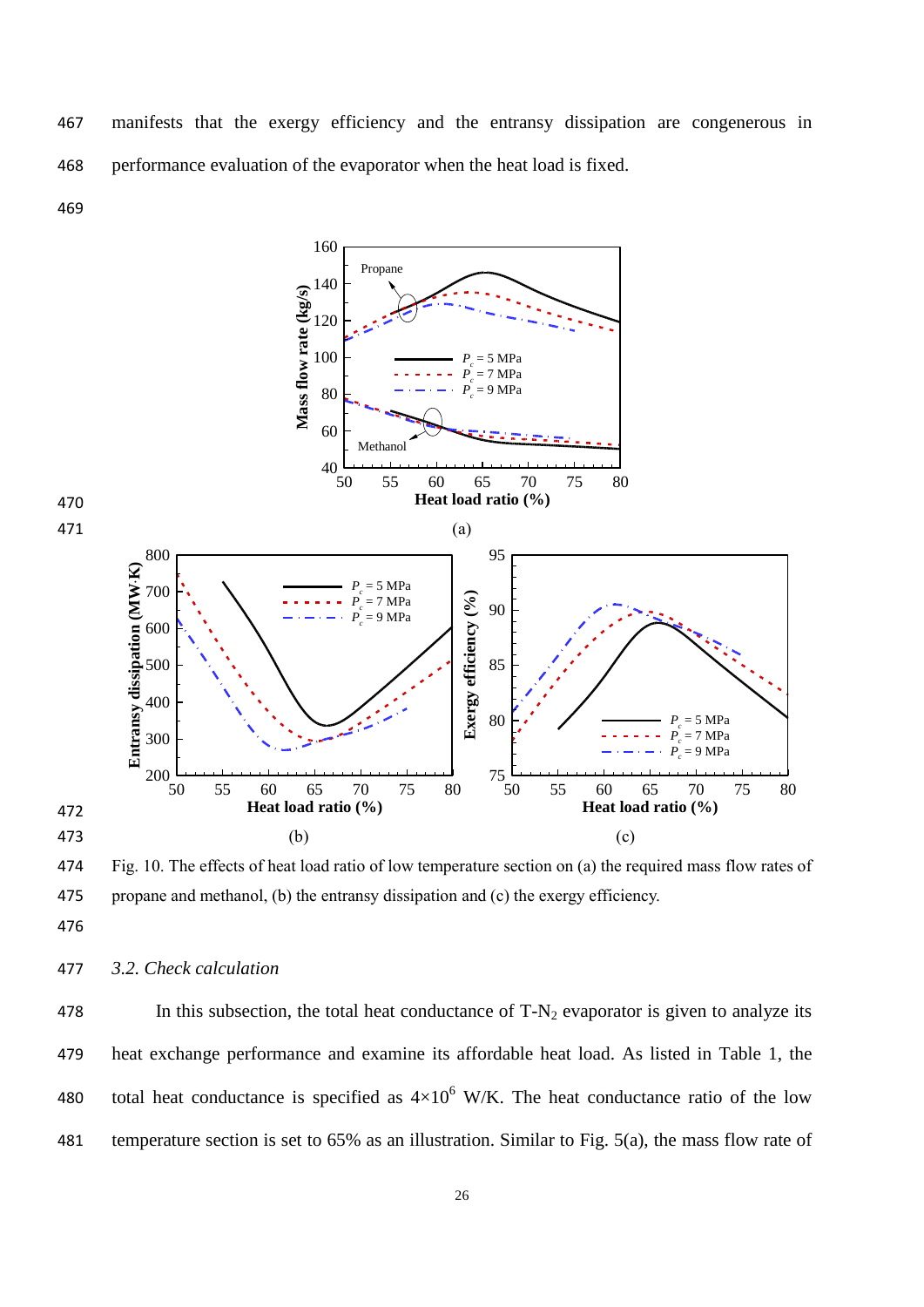manifests that the exergy efficiency and the entransy dissipation are congenerous in performance evaluation of the evaporator when the heat load is fixed.

Fig. 10. The effects of heat load ratio of low temperature section on (a) the required mass flow rates of propane and methanol, (b) the entransy dissipation and (c) the exergy efficiency.

### *3.2. Check calculation*

In this subsection, the total heat conductance of T-$N_2$ evaporator is given to analyze its heat exchange performance and examine its affordable heat load. As listed in Table 1, the total heat conductance is specified as $4\times10^6$ W/K. The heat conductance ratio of the low temperature section is set to 65% as an illustration. Similar to Fig. 5(a), the mass flow rate of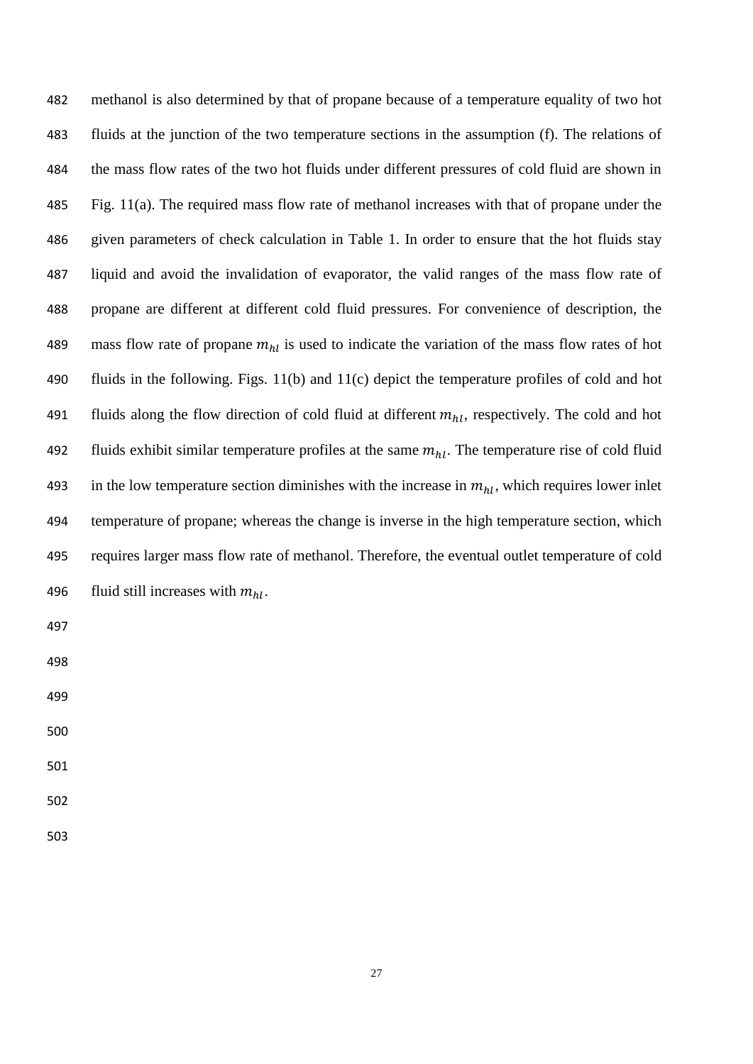methanol is also determined by that of propane because of a temperature equality of two hot fluids at the junction of the two temperature sections in the assumption (f). The relations of the mass flow rates of the two hot fluids under different pressures of cold fluid are shown in Fig. 11(a). The required mass flow rate of methanol increases with that of propane under the given parameters of check calculation in Table 1. In order to ensure that the hot fluids stay liquid and avoid the invalidation of evaporator, the valid ranges of the mass flow rate of propane are different at different cold fluid pressures. For convenience of description, the mass flow rate of propane $m_{hl}$ is used to indicate the variation of the mass flow rates of hot fluids in the following. Figs. 11(b) and 11(c) depict the temperature profiles of cold and hot fluids along the flow direction of cold fluid at different $m_{hl}$, respectively. The cold and hot fluids exhibit similar temperature profiles at the same $m_{hl}$. The temperature rise of cold fluid in the low temperature section diminishes with the increase in $m_{hl}$, which requires lower inlet temperature of propane; whereas the change is inverse in the high temperature section, which requires larger mass flow rate of methanol. Therefore, the eventual outlet temperature of cold fluid still increases with $m_{hl}$.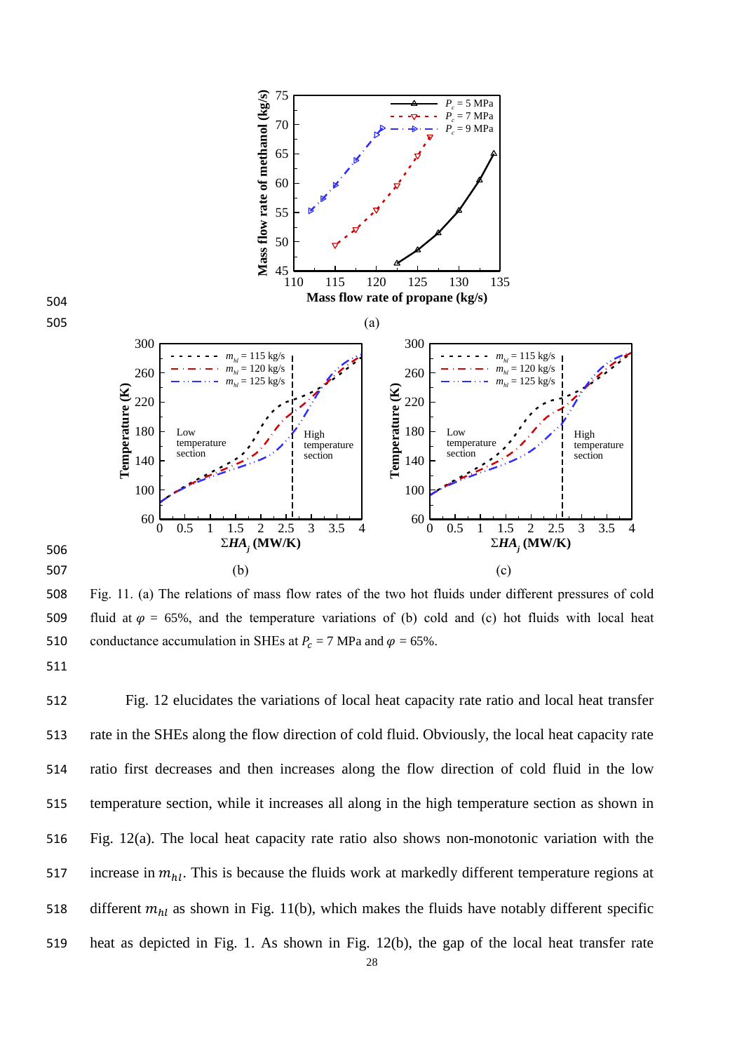Fig. 11. (a) The relations of mass flow rates of the two hot fluids under different pressures of cold fluid at $\varphi$ = 65%, and the temperature variations of (b) cold and (c) hot fluids with local heat conductance accumulation in SHEs at $P_c$ = 7 MPa and $\varphi$ = 65%.

Fig. 12 elucidates the variations of local heat capacity rate ratio and local heat transfer rate in the SHEs along the flow direction of cold fluid. Obviously, the local heat capacity rate ratio first decreases and then increases along the flow direction of cold fluid in the low temperature section, while it increases all along in the high temperature section as shown in Fig. 12(a). The local heat capacity rate ratio also shows non-monotonic variation with the increase in $m_{hl}$. This is because the fluids work at markedly different temperature regions at different $m_{hl}$ as shown in Fig. 11(b), which makes the fluids have notably different specific heat as depicted in Fig. 1. As shown in Fig. 12(b), the gap of the local heat transfer rate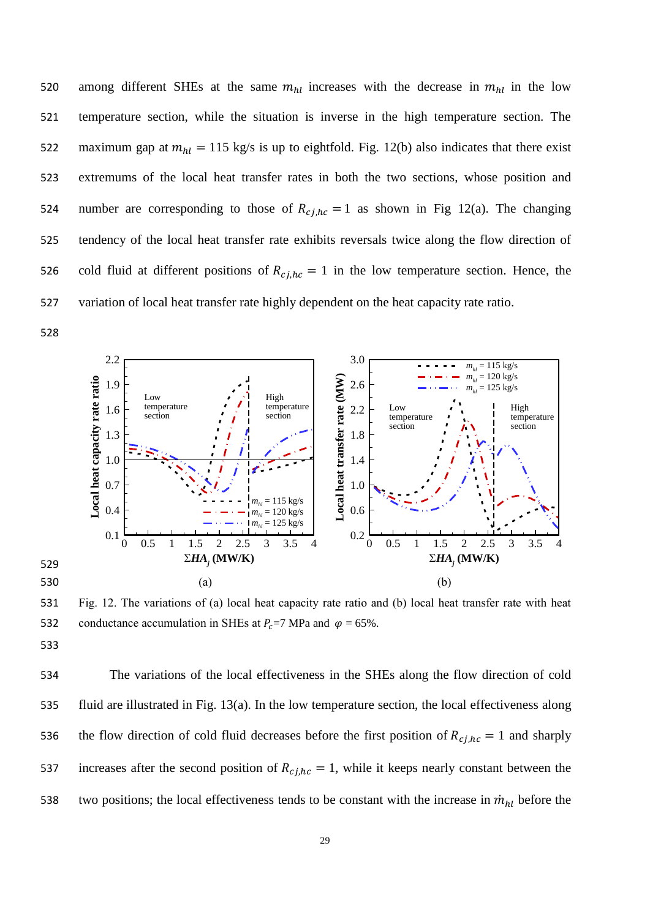among different SHEs at the same $m_{hl}$ increases with the decrease in $m_{hl}$ in the low temperature section, while the situation is inverse in the high temperature section. The maximum gap at $m_{hl} = 115$ kg/s is up to eightfold. Fig. 12(b) also indicates that there exist extremums of the local heat transfer rates in both the two sections, whose position and number are corresponding to those of $R_{cj,hc} = 1$ as shown in Fig 12(a). The changing tendency of the local heat transfer rate exhibits reversals twice along the flow direction of cold fluid at different positions of $R_{cj,hc} = 1$ in the low temperature section. Hence, the variation of local heat transfer rate highly dependent on the heat capacity rate ratio.

Fig. 12. The variations of (a) local heat capacity rate ratio and (b) local heat transfer rate with heat conductance accumulation in SHEs at $P_c$=7 MPa and $\varphi$ = 65%.

The variations of the local effectiveness in the SHEs along the flow direction of cold fluid are illustrated in Fig. 13(a). In the low temperature section, the local effectiveness along the flow direction of cold fluid decreases before the first position of $R_{cj,hc} = 1$ and sharply increases after the second position of $R_{cj,hc} = 1$, while it keeps nearly constant between the two positions; the local effectiveness tends to be constant with the increase in $\dot{m}_{hl}$ before the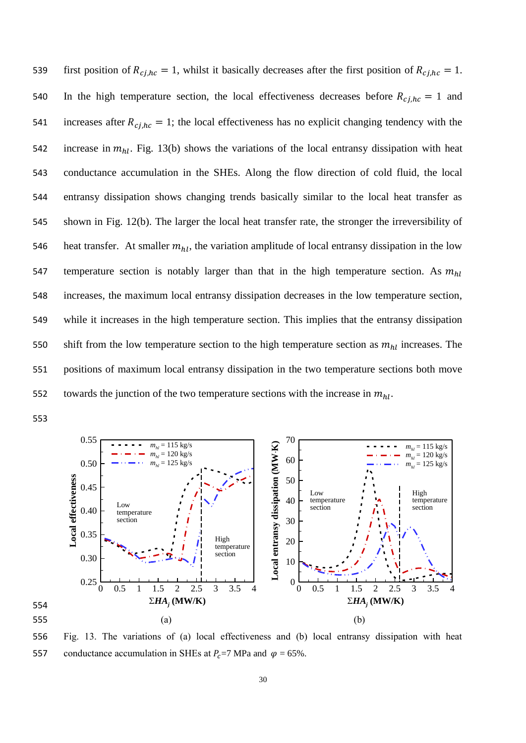first position of $R_{cj,hc} = 1$, whilst it basically decreases after the first position of $R_{cj,hc} = 1$. In the high temperature section, the local effectiveness decreases before $R_{cj,hc} = 1$ and increases after $R_{cj,hc} = 1$; the local effectiveness has no explicit changing tendency with the increase in $m_{hl}$. Fig. 13(b) shows the variations of the local entransy dissipation with heat conductance accumulation in the SHEs. Along the flow direction of cold fluid, the local entransy dissipation shows changing trends basically similar to the local heat transfer as shown in Fig. 12(b). The larger the local heat transfer rate, the stronger the irreversibility of heat transfer. At smaller $m_{hl}$, the variation amplitude of local entransy dissipation in the low temperature section is notably larger than that in the high temperature section. As $m_{hl}$ increases, the maximum local entransy dissipation decreases in the low temperature section, while it increases in the high temperature section. This implies that the entransy dissipation shift from the low temperature section to the high temperature section as $m_{hl}$ increases. The positions of maximum local entransy dissipation in the two temperature sections both move towards the junction of the two temperature sections with the increase in $m_{hl}$.

(a) (b)

Fig. 13. The variations of (a) local effectiveness and (b) local entransy dissipation with heat conductance accumulation in SHEs at $P_c$=7 MPa and $\varphi$ = 65%.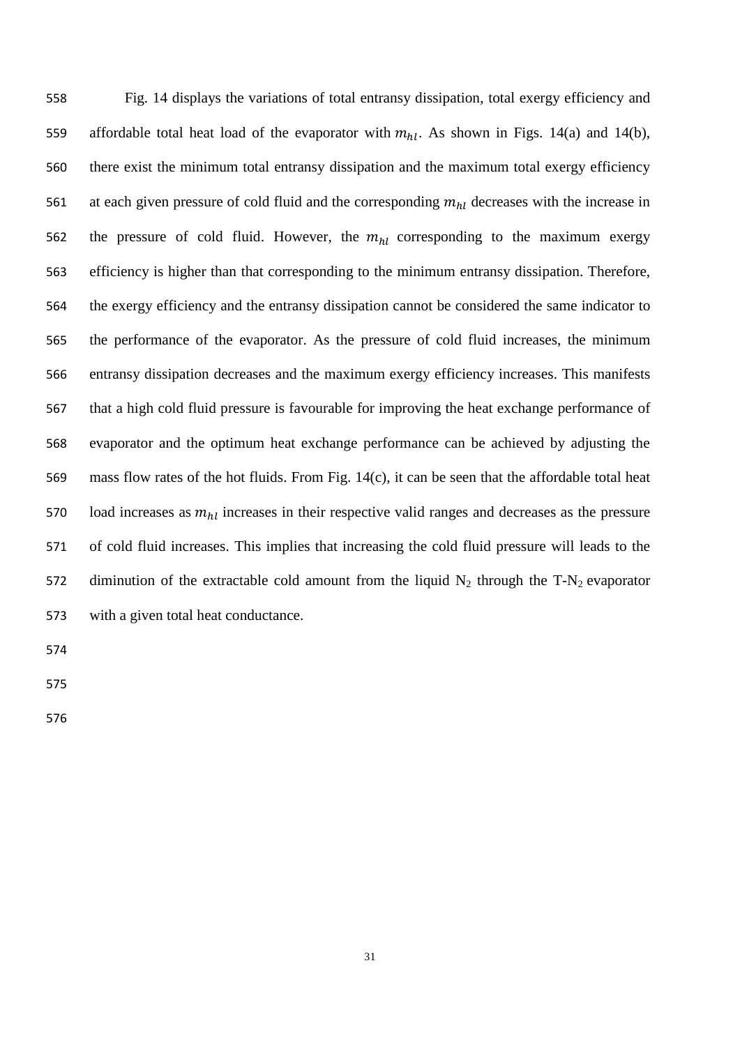Fig. 14 displays the variations of total entransy dissipation, total exergy efficiency and affordable total heat load of the evaporator with $m_{hl}$. As shown in Figs. 14(a) and 14(b), there exist the minimum total entransy dissipation and the maximum total exergy efficiency at each given pressure of cold fluid and the corresponding $m_{hl}$ decreases with the increase in the pressure of cold fluid. However, the $m_{hl}$ corresponding to the maximum exergy efficiency is higher than that corresponding to the minimum entransy dissipation. Therefore, the exergy efficiency and the entransy dissipation cannot be considered the same indicator to the performance of the evaporator. As the pressure of cold fluid increases, the minimum entransy dissipation decreases and the maximum exergy efficiency increases. This manifests that a high cold fluid pressure is favourable for improving the heat exchange performance of evaporator and the optimum heat exchange performance can be achieved by adjusting the mass flow rates of the hot fluids. From Fig. 14(c), it can be seen that the affordable total heat load increases as $m_{hl}$ increases in their respective valid ranges and decreases as the pressure of cold fluid increases. This implies that increasing the cold fluid pressure will leads to the diminution of the extractable cold amount from the liquid $N_2$ through the T-$N_2$ evaporator with a given total heat conductance.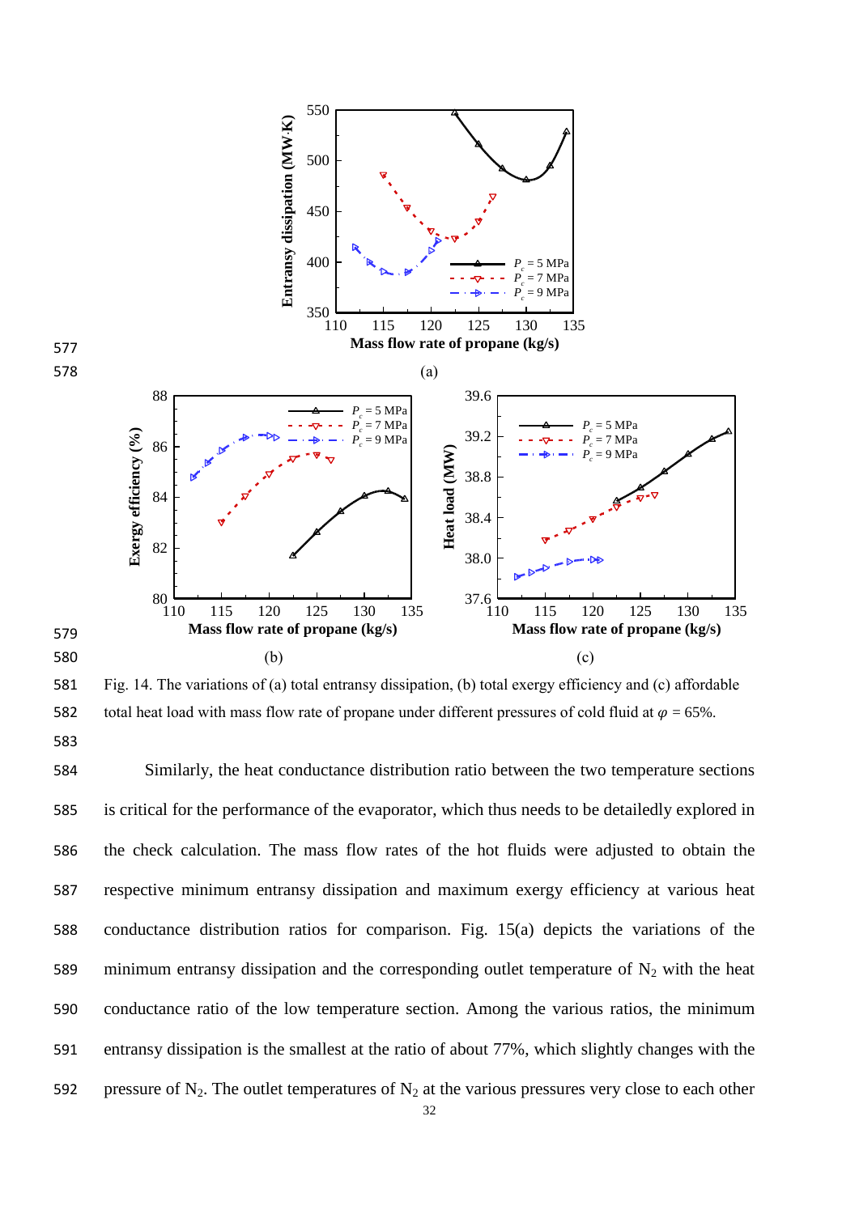Fig. 14. The variations of (a) total entransy dissipation, (b) total exergy efficiency and (c) affordable total heat load with mass flow rate of propane under different pressures of cold fluid at $\varphi$ = 65%.

Similarly, the heat conductance distribution ratio between the two temperature sections is critical for the performance of the evaporator, which thus needs to be detailedly explored in the check calculation. The mass flow rates of the hot fluids were adjusted to obtain the respective minimum entransy dissipation and maximum exergy efficiency at various heat conductance distribution ratios for comparison. Fig. 15(a) depicts the variations of the minimum entransy dissipation and the corresponding outlet temperature of $N_2$ with the heat conductance ratio of the low temperature section. Among the various ratios, the minimum entransy dissipation is the smallest at the ratio of about 77%, which slightly changes with the pressure of $N_2$. The outlet temperatures of $N_2$ at the various pressures very close to each other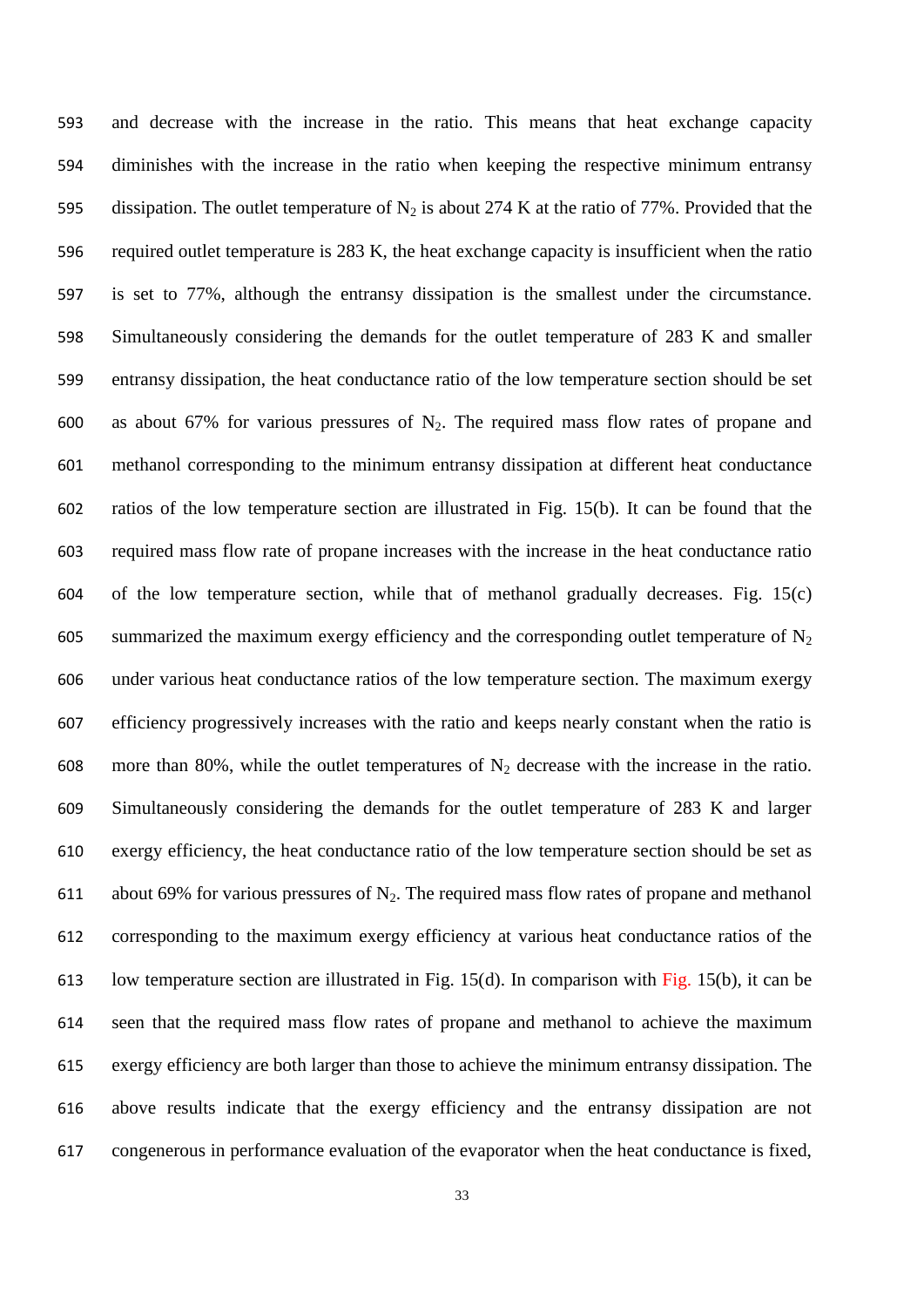and decrease with the increase in the ratio. This means that heat exchange capacity diminishes with the increase in the ratio when keeping the respective minimum entransy dissipation. The outlet temperature of $N_2$ is about 274 K at the ratio of 77%. Provided that the required outlet temperature is 283 K, the heat exchange capacity is insufficient when the ratio is set to 77%, although the entransy dissipation is the smallest under the circumstance. Simultaneously considering the demands for the outlet temperature of 283 K and smaller entransy dissipation, the heat conductance ratio of the low temperature section should be set as about 67% for various pressures of $N_2$. The required mass flow rates of propane and methanol corresponding to the minimum entransy dissipation at different heat conductance ratios of the low temperature section are illustrated in Fig. 15(b). It can be found that the required mass flow rate of propane increases with the increase in the heat conductance ratio of the low temperature section, while that of methanol gradually decreases. Fig. 15(c) summarized the maximum exergy efficiency and the corresponding outlet temperature of $N_2$ under various heat conductance ratios of the low temperature section. The maximum exergy efficiency progressively increases with the ratio and keeps nearly constant when the ratio is more than 80%, while the outlet temperatures of $N_2$ decrease with the increase in the ratio. Simultaneously considering the demands for the outlet temperature of 283 K and larger exergy efficiency, the heat conductance ratio of the low temperature section should be set as about 69% for various pressures of $N_2$. The required mass flow rates of propane and methanol corresponding to the maximum exergy efficiency at various heat conductance ratios of the low temperature section are illustrated in Fig. 15(d). In comparison with Fig. 15(b), it can be seen that the required mass flow rates of propane and methanol to achieve the maximum exergy efficiency are both larger than those to achieve the minimum entransy dissipation. The above results indicate that the exergy efficiency and the entransy dissipation are not congenerous in performance evaluation of the evaporator when the heat conductance is fixed,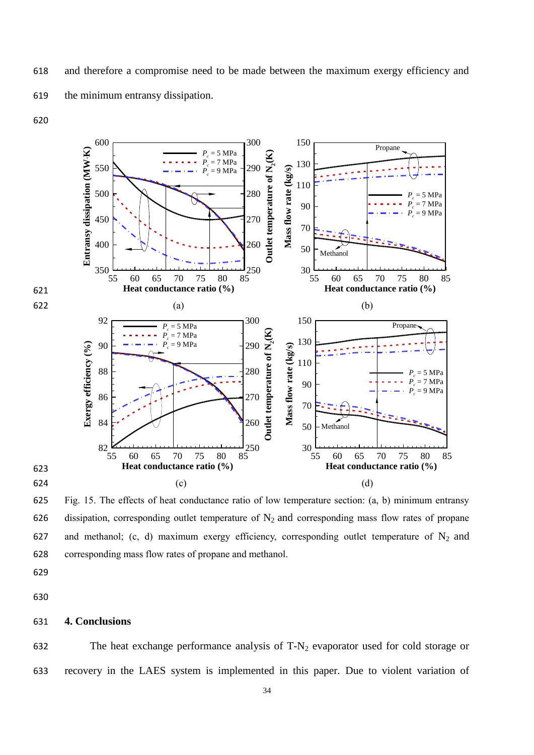and therefore a compromise need to be made between the maximum exergy efficiency and the minimum entransy dissipation.

Fig. 15. The effects of heat conductance ratio of low temperature section: (a, b) minimum entransy dissipation, corresponding outlet temperature of $N_2$ and corresponding mass flow rates of propane and methanol; (c, d) maximum exergy efficiency, corresponding outlet temperature of $N_2$ and corresponding mass flow rates of propane and methanol.

## 4. Conclusions

The heat exchange performance analysis of T-$N_2$ evaporator used for cold storage or recovery in the LAES system is implemented in this paper. Due to violent variation of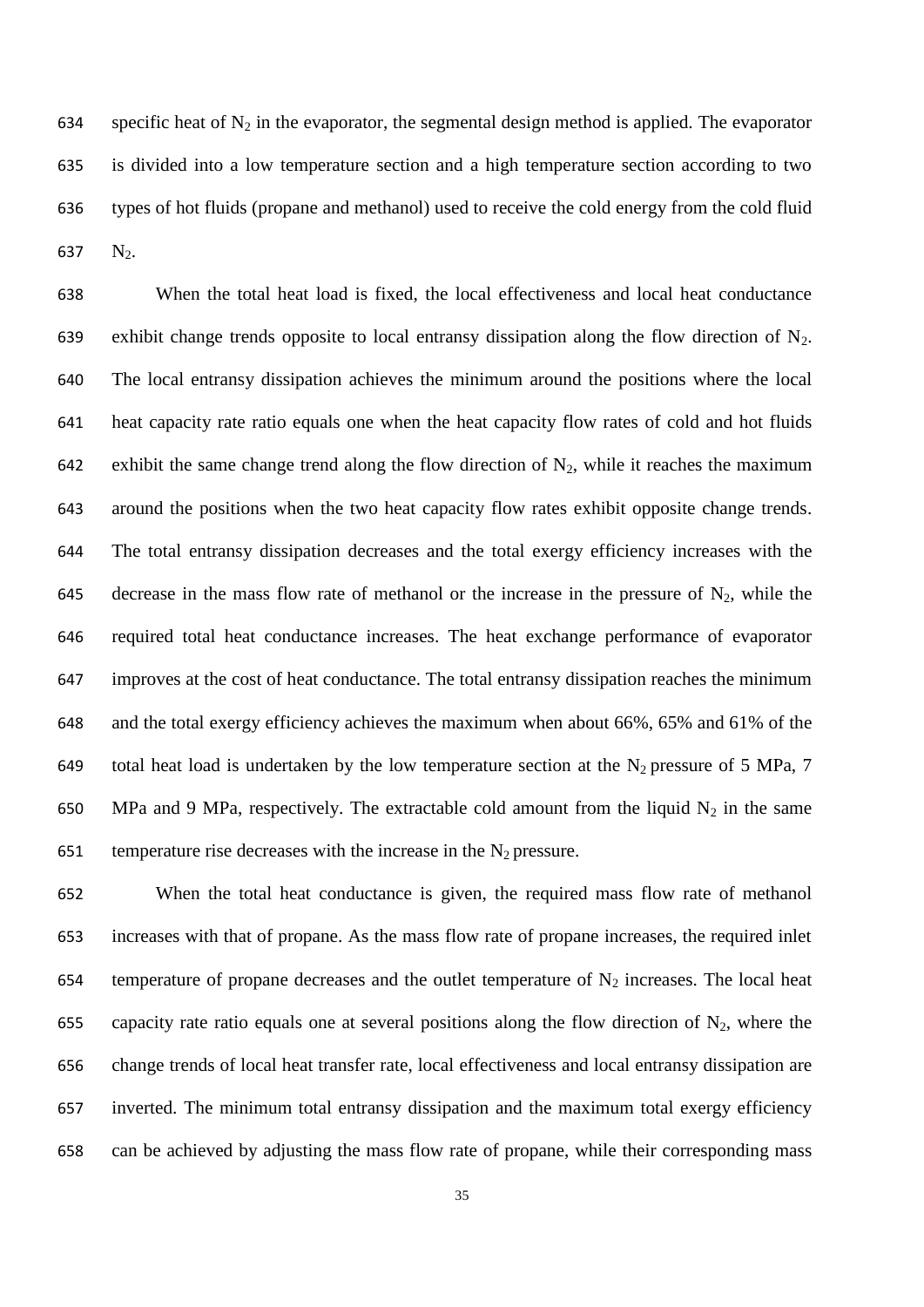specific heat of $N_2$ in the evaporator, the segmental design method is applied. The evaporator is divided into a low temperature section and a high temperature section according to two types of hot fluids (propane and methanol) used to receive the cold energy from the cold fluid $N_2$.

When the total heat load is fixed, the local effectiveness and local heat conductance exhibit change trends opposite to local entransy dissipation along the flow direction of $N_2$. The local entransy dissipation achieves the minimum around the positions where the local heat capacity rate ratio equals one when the heat capacity flow rates of cold and hot fluids exhibit the same change trend along the flow direction of $N_2$, while it reaches the maximum around the positions when the two heat capacity flow rates exhibit opposite change trends. The total entransy dissipation decreases and the total exergy efficiency increases with the decrease in the mass flow rate of methanol or the increase in the pressure of $N_2$, while the required total heat conductance increases. The heat exchange performance of evaporator improves at the cost of heat conductance. The total entransy dissipation reaches the minimum and the total exergy efficiency achieves the maximum when about 66%, 65% and 61% of the total heat load is undertaken by the low temperature section at the $N_2$ pressure of 5 MPa, 7 MPa and 9 MPa, respectively. The extractable cold amount from the liquid $N_2$ in the same temperature rise decreases with the increase in the $N_2$ pressure.

When the total heat conductance is given, the required mass flow rate of methanol increases with that of propane. As the mass flow rate of propane increases, the required inlet temperature of propane decreases and the outlet temperature of $N_2$ increases. The local heat capacity rate ratio equals one at several positions along the flow direction of $N_2$, where the change trends of local heat transfer rate, local effectiveness and local entransy dissipation are inverted. The minimum total entransy dissipation and the maximum total exergy efficiency can be achieved by adjusting the mass flow rate of propane, while their corresponding mass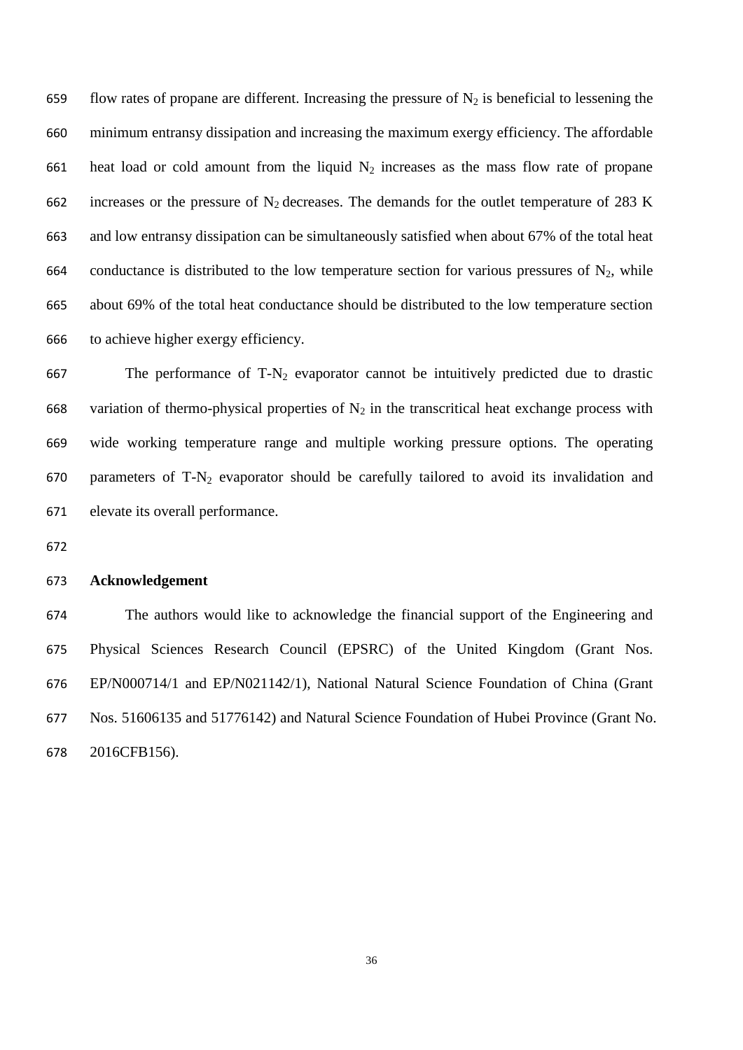flow rates of propane are different. Increasing the pressure of $N_2$ is beneficial to lessening the minimum entransy dissipation and increasing the maximum exergy efficiency. The affordable heat load or cold amount from the liquid $N_2$ increases as the mass flow rate of propane increases or the pressure of $N_2$ decreases. The demands for the outlet temperature of 283 K and low entransy dissipation can be simultaneously satisfied when about 67% of the total heat conductance is distributed to the low temperature section for various pressures of $N_2$, while about 69% of the total heat conductance should be distributed to the low temperature section to achieve higher exergy efficiency.

The performance of T-$N_2$ evaporator cannot be intuitively predicted due to drastic variation of thermo-physical properties of $N_2$ in the transcritical heat exchange process with wide working temperature range and multiple working pressure options. The operating parameters of T-$N_2$ evaporator should be carefully tailored to avoid its invalidation and elevate its overall performance.

## Acknowledgement

The authors would like to acknowledge the financial support of the Engineering and Physical Sciences Research Council (EPSRC) of the United Kingdom (Grant Nos. EP/N000714/1 and EP/N021142/1), National Natural Science Foundation of China (Grant Nos. 51606135 and 51776142) and Natural Science Foundation of Hubei Province (Grant No. 2016CFB156).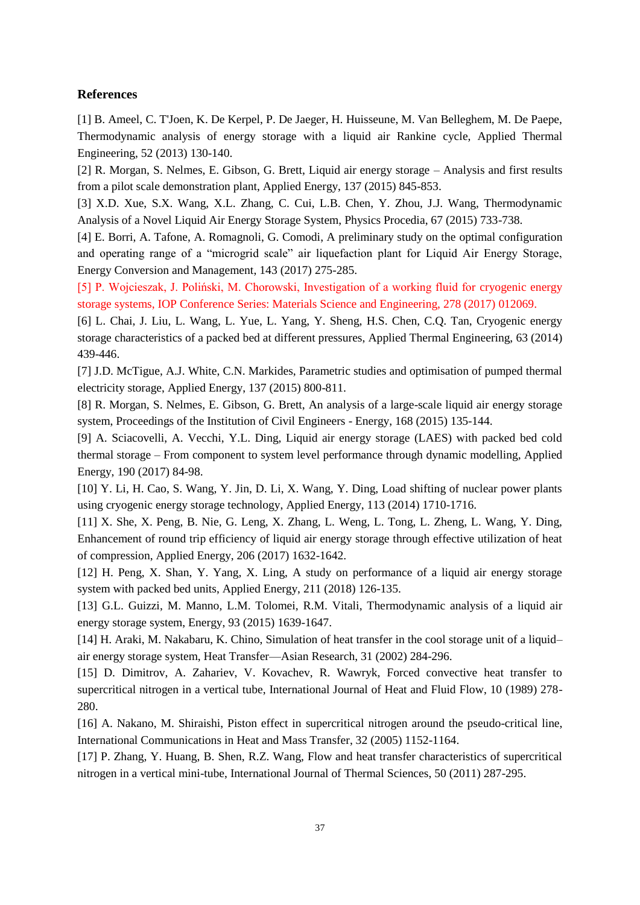## References

[1] B. Ameel, C. T'Joen, K. De Kerpel, P. De Jaeger, H. Huisseune, M. Van Belleghem, M. De Paepe, Thermodynamic analysis of energy storage with a liquid air Rankine cycle, Applied Thermal Engineering, 52 (2013) 130-140.

[2] R. Morgan, S. Nelmes, E. Gibson, G. Brett, Liquid air energy storage – Analysis and first results from a pilot scale demonstration plant, Applied Energy, 137 (2015) 845-853.

[3] X.D. Xue, S.X. Wang, X.L. Zhang, C. Cui, L.B. Chen, Y. Zhou, J.J. Wang, Thermodynamic Analysis of a Novel Liquid Air Energy Storage System, Physics Procedia, 67 (2015) 733-738.

[4] E. Borri, A. Tafone, A. Romagnoli, G. Comodi, A preliminary study on the optimal configuration and operating range of a "microgrid scale" air liquefaction plant for Liquid Air Energy Storage, Energy Conversion and Management, 143 (2017) 275-285.

[5] P. Wojcieszak, J. Poliński, M. Chorowski, Investigation of a working fluid for cryogenic energy storage systems, IOP Conference Series: Materials Science and Engineering, 278 (2017) 012069.

[6] L. Chai, J. Liu, L. Wang, L. Yue, L. Yang, Y. Sheng, H.S. Chen, C.Q. Tan, Cryogenic energy storage characteristics of a packed bed at different pressures, Applied Thermal Engineering, 63 (2014) 439-446.

[7] J.D. McTigue, A.J. White, C.N. Markides, Parametric studies and optimisation of pumped thermal electricity storage, Applied Energy, 137 (2015) 800-811.

[8] R. Morgan, S. Nelmes, E. Gibson, G. Brett, An analysis of a large-scale liquid air energy storage system, Proceedings of the Institution of Civil Engineers - Energy, 168 (2015) 135-144.

[9] A. Sciacovelli, A. Vecchi, Y.L. Ding, Liquid air energy storage (LAES) with packed bed cold thermal storage – From component to system level performance through dynamic modelling, Applied Energy, 190 (2017) 84-98.

[10] Y. Li, H. Cao, S. Wang, Y. Jin, D. Li, X. Wang, Y. Ding, Load shifting of nuclear power plants using cryogenic energy storage technology, Applied Energy, 113 (2014) 1710-1716.

[11] X. She, X. Peng, B. Nie, G. Leng, X. Zhang, L. Weng, L. Tong, L. Zheng, L. Wang, Y. Ding, Enhancement of round trip efficiency of liquid air energy storage through effective utilization of heat of compression, Applied Energy, 206 (2017) 1632-1642.

[12] H. Peng, X. Shan, Y. Yang, X. Ling, A study on performance of a liquid air energy storage system with packed bed units, Applied Energy, 211 (2018) 126-135.

[13] G.L. Guizzi, M. Manno, L.M. Tolomei, R.M. Vitali, Thermodynamic analysis of a liquid air energy storage system, Energy, 93 (2015) 1639-1647.

[14] H. Araki, M. Nakabaru, K. Chino, Simulation of heat transfer in the cool storage unit of a liquid–air energy storage system, Heat Transfer—Asian Research, 31 (2002) 284-296.

[15] D. Dimitrov, A. Zahariev, V. Kovachev, R. Wawryk, Forced convective heat transfer to supercritical nitrogen in a vertical tube, International Journal of Heat and Fluid Flow, 10 (1989) 278-280.

[16] A. Nakano, M. Shiraishi, Piston effect in supercritical nitrogen around the pseudo-critical line, International Communications in Heat and Mass Transfer, 32 (2005) 1152-1164.

[17] P. Zhang, Y. Huang, B. Shen, R.Z. Wang, Flow and heat transfer characteristics of supercritical nitrogen in a vertical mini-tube, International Journal of Thermal Sciences, 50 (2011) 287-295.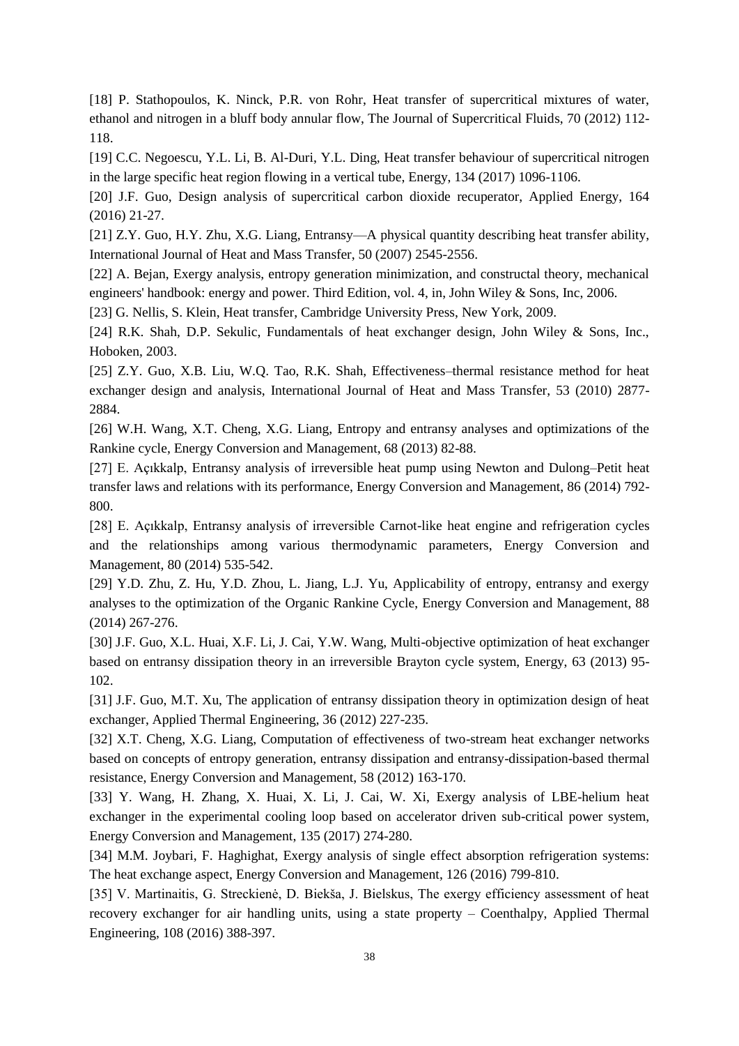[18] P. Stathopoulos, K. Ninck, P.R. von Rohr, Heat transfer of supercritical mixtures of water, ethanol and nitrogen in a bluff body annular flow, The Journal of Supercritical Fluids, 70 (2012) 112-118.

[19] C.C. Negoescu, Y.L. Li, B. Al-Duri, Y.L. Ding, Heat transfer behaviour of supercritical nitrogen in the large specific heat region flowing in a vertical tube, Energy, 134 (2017) 1096-1106.

[20] J.F. Guo, Design analysis of supercritical carbon dioxide recuperator, Applied Energy, 164 (2016) 21-27.

[21] Z.Y. Guo, H.Y. Zhu, X.G. Liang, Entransy—A physical quantity describing heat transfer ability, International Journal of Heat and Mass Transfer, 50 (2007) 2545-2556.

[22] A. Bejan, Exergy analysis, entropy generation minimization, and constructal theory, mechanical engineers' handbook: energy and power. Third Edition, vol. 4, in, John Wiley & Sons, Inc, 2006.

[23] G. Nellis, S. Klein, Heat transfer, Cambridge University Press, New York, 2009.

[24] R.K. Shah, D.P. Sekulic, Fundamentals of heat exchanger design, John Wiley & Sons, Inc., Hoboken, 2003.

[25] Z.Y. Guo, X.B. Liu, W.Q. Tao, R.K. Shah, Effectiveness–thermal resistance method for heat exchanger design and analysis, International Journal of Heat and Mass Transfer, 53 (2010) 2877-2884.

[26] W.H. Wang, X.T. Cheng, X.G. Liang, Entropy and entransy analyses and optimizations of the Rankine cycle, Energy Conversion and Management, 68 (2013) 82-88.

[27] E. Açıkkalp, Entransy analysis of irreversible heat pump using Newton and Dulong–Petit heat transfer laws and relations with its performance, Energy Conversion and Management, 86 (2014) 792-800.

[28] E. Açıkkalp, Entransy analysis of irreversible Carnot-like heat engine and refrigeration cycles and the relationships among various thermodynamic parameters, Energy Conversion and Management, 80 (2014) 535-542.

[29] Y.D. Zhu, Z. Hu, Y.D. Zhou, L. Jiang, L.J. Yu, Applicability of entropy, entransy and exergy analyses to the optimization of the Organic Rankine Cycle, Energy Conversion and Management, 88 (2014) 267-276.

[30] J.F. Guo, X.L. Huai, X.F. Li, J. Cai, Y.W. Wang, Multi-objective optimization of heat exchanger based on entransy dissipation theory in an irreversible Brayton cycle system, Energy, 63 (2013) 95-102.

[31] J.F. Guo, M.T. Xu, The application of entransy dissipation theory in optimization design of heat exchanger, Applied Thermal Engineering, 36 (2012) 227-235.

[32] X.T. Cheng, X.G. Liang, Computation of effectiveness of two-stream heat exchanger networks based on concepts of entropy generation, entransy dissipation and entransy-dissipation-based thermal resistance, Energy Conversion and Management, 58 (2012) 163-170.

[33] Y. Wang, H. Zhang, X. Huai, X. Li, J. Cai, W. Xi, Exergy analysis of LBE-helium heat exchanger in the experimental cooling loop based on accelerator driven sub-critical power system, Energy Conversion and Management, 135 (2017) 274-280.

[34] M.M. Joybari, F. Haghighat, Exergy analysis of single effect absorption refrigeration systems: The heat exchange aspect, Energy Conversion and Management, 126 (2016) 799-810.

[35] V. Martinaitis, G. Streckienė, D. Biekša, J. Bielskus, The exergy efficiency assessment of heat recovery exchanger for air handling units, using a state property – Coenthalpy, Applied Thermal Engineering, 108 (2016) 388-397.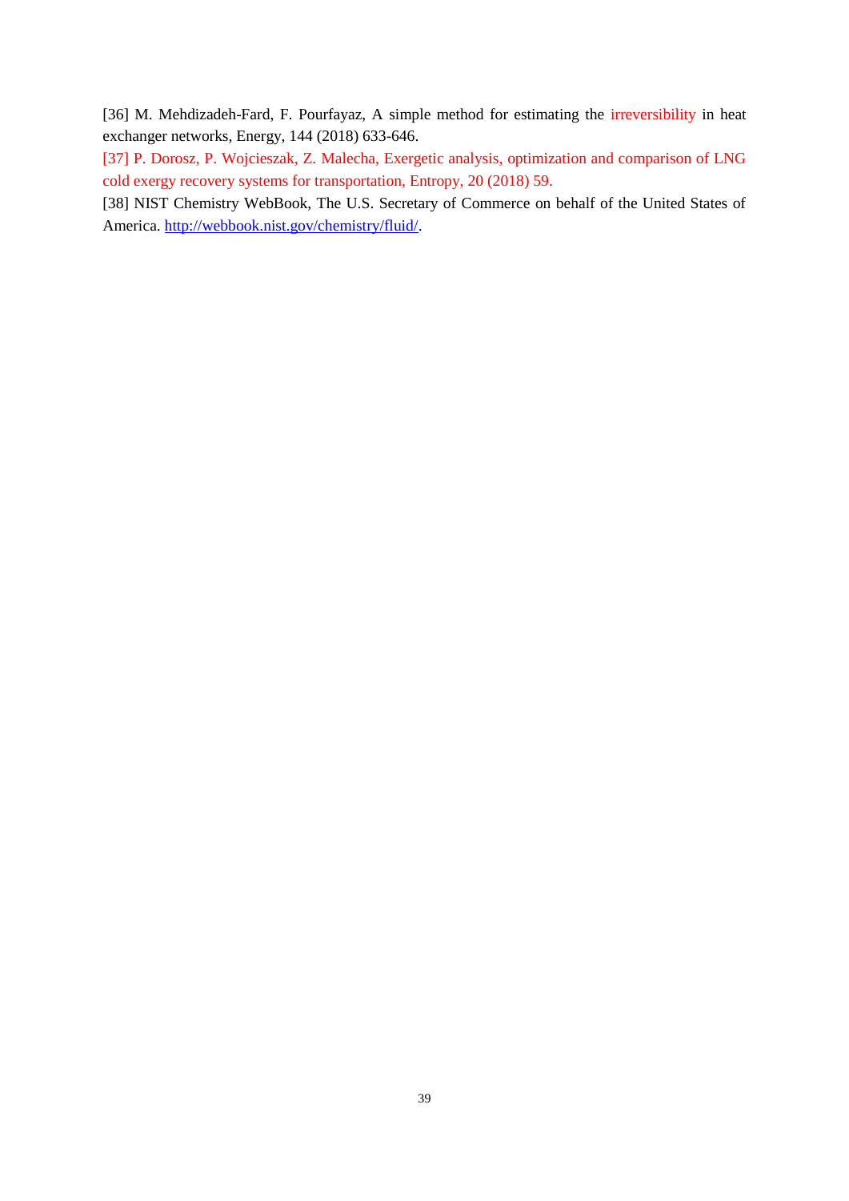[36] M. Mehdizadeh-Fard, F. Pourfayaz, A simple method for estimating the irreversibility in heat exchanger networks, Energy, 144 (2018) 633-646.

[37] P. Dorosz, P. Wojcieszak, Z. Malecha, Exergetic analysis, optimization and comparison of LNG cold exergy recovery systems for transportation, Entropy, 20 (2018) 59.

[38] NIST Chemistry WebBook, The U.S. Secretary of Commerce on behalf of the United States of America. http://webbook.nist.gov/chemistry/fluid/.